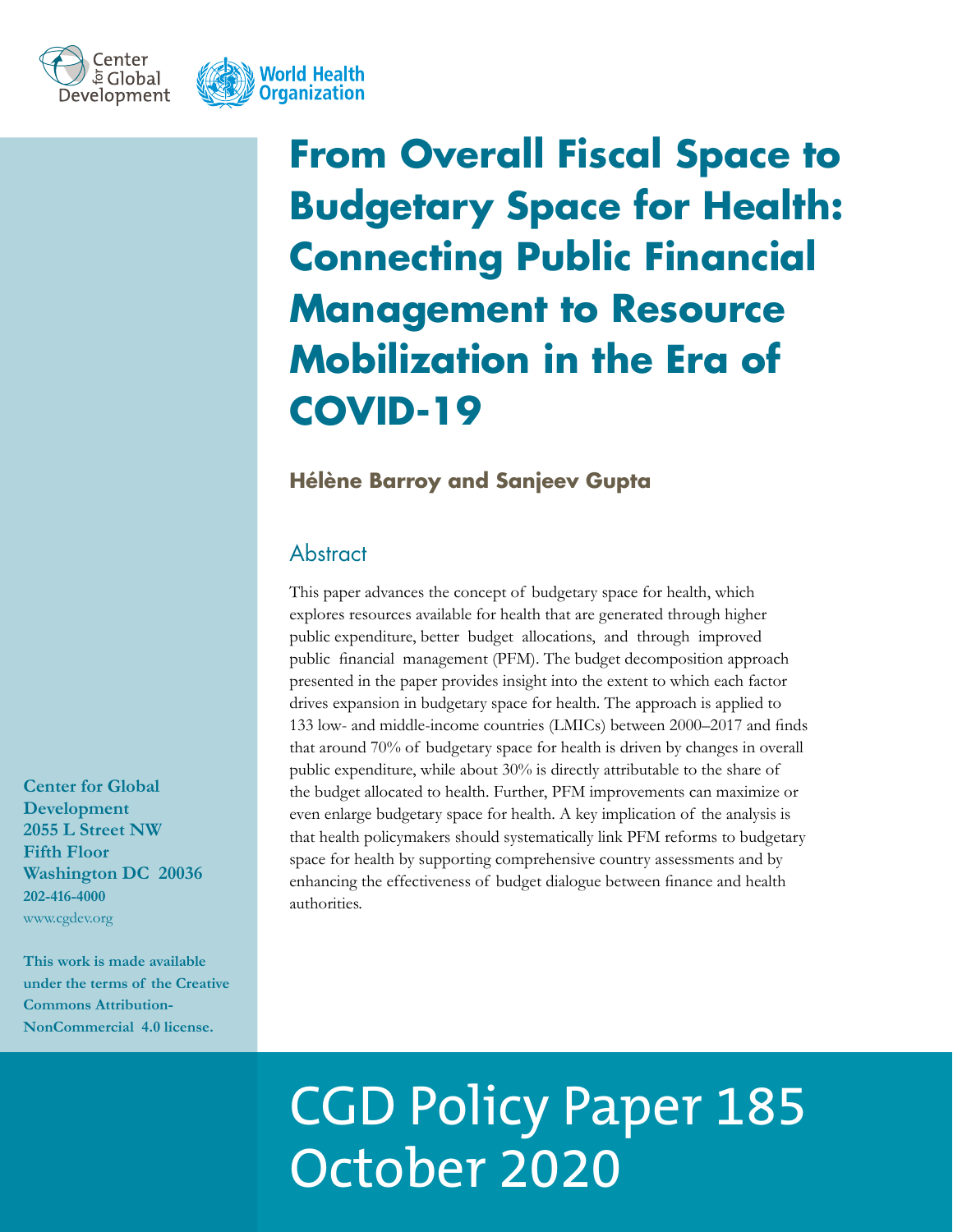Center for Global Development

World Health Organization

# From Overall Fiscal Space to Budgetary Space for Health: Connecting Public Financial Management to Resource Mobilization in the Era of COVID-19

**Hélène Barroy and Sanjeev Gupta**

## Abstract

This paper advances the concept of budgetary space for health, which explores resources available for health that are generated through higher public expenditure, better budget allocations, and through improved public financial management (PFM). The budget decomposition approach presented in the paper provides insight into the extent to which each factor drives expansion in budgetary space for health. The approach is applied to 133 low- and middle-income countries (LMICs) between 2000–2017 and finds that around 70% of budgetary space for health is driven by changes in overall public expenditure, while about 30% is directly attributable to the share of the budget allocated to health. Further, PFM improvements can maximize or even enlarge budgetary space for health. A key implication of the analysis is that health policymakers should systematically link PFM reforms to budgetary space for health by supporting comprehensive country assessments and by enhancing the effectiveness of budget dialogue between finance and health authorities.

**Center for Global Development**
**2055 L Street NW**
**Fifth Floor**
**Washington DC 20036**
**202-416-4000**
www.cgdev.org

**This work is made available under the terms of the Creative Commons Attribution-NonCommercial 4.0 license.**

CGD Policy Paper 185
October 2020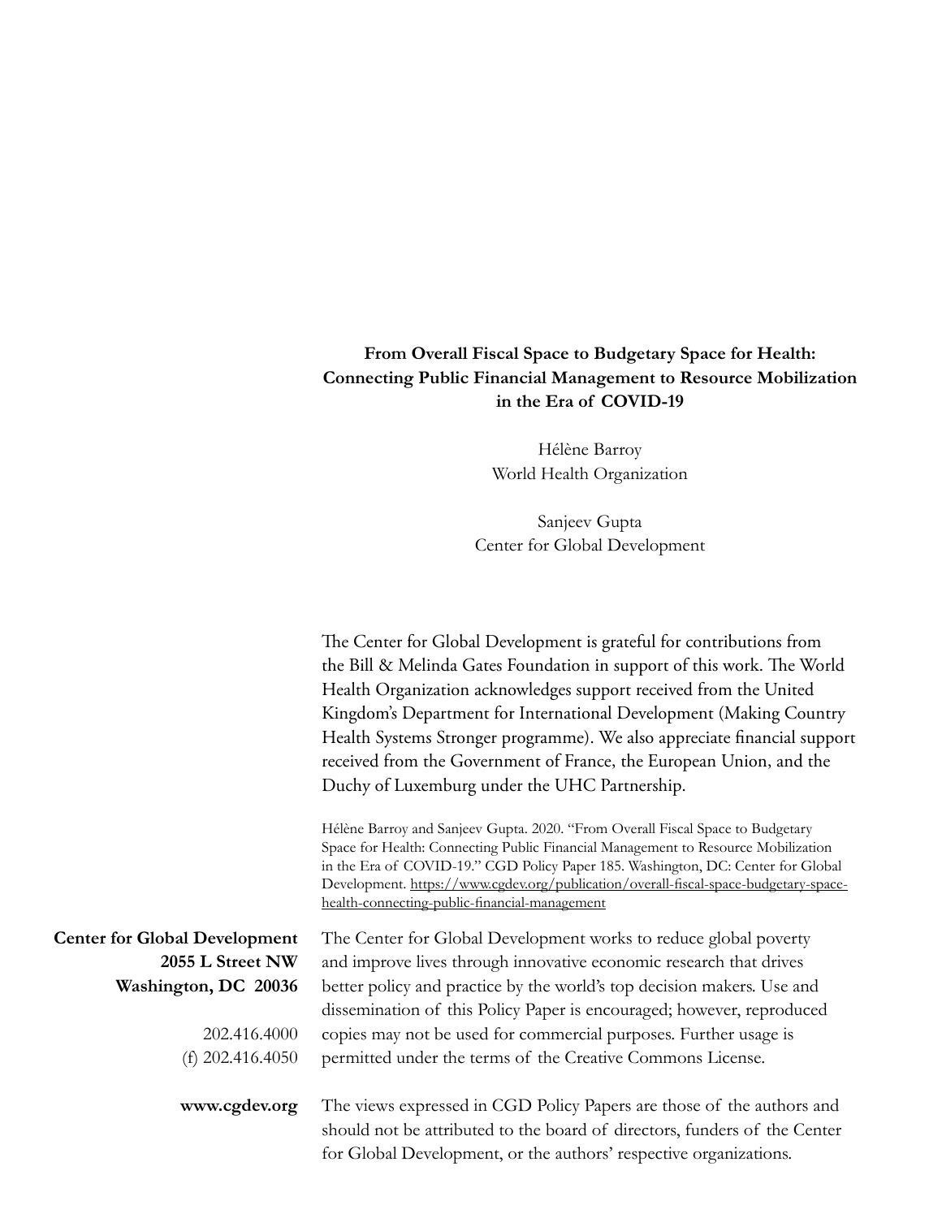**From Overall Fiscal Space to Budgetary Space for Health: Connecting Public Financial Management to Resource Mobilization in the Era of COVID-19**

Hélène Barroy
World Health Organization

Sanjeev Gupta
Center for Global Development

The Center for Global Development is grateful for contributions from the Bill & Melinda Gates Foundation in support of this work. The World Health Organization acknowledges support received from the United Kingdom's Department for International Development (Making Country Health Systems Stronger programme). We also appreciate financial support received from the Government of France, the European Union, and the Duchy of Luxemburg under the UHC Partnership.

Hélène Barroy and Sanjeev Gupta. 2020. "From Overall Fiscal Space to Budgetary Space for Health: Connecting Public Financial Management to Resource Mobilization in the Era of COVID-19." CGD Policy Paper 185. Washington, DC: Center for Global Development. https://www.cgdev.org/publication/overall-fiscal-space-budgetary-space-health-connecting-public-financial-management

**Center for Global Development**
**2055 L Street NW**
**Washington, DC 20036**

202.416.4000
(f) 202.416.4050

**www.cgdev.org**

The Center for Global Development works to reduce global poverty and improve lives through innovative economic research that drives better policy and practice by the world's top decision makers. Use and dissemination of this Policy Paper is encouraged; however, reproduced copies may not be used for commercial purposes. Further usage is permitted under the terms of the Creative Commons License.

The views expressed in CGD Policy Papers are those of the authors and should not be attributed to the board of directors, funders of the Center for Global Development, or the authors' respective organizations.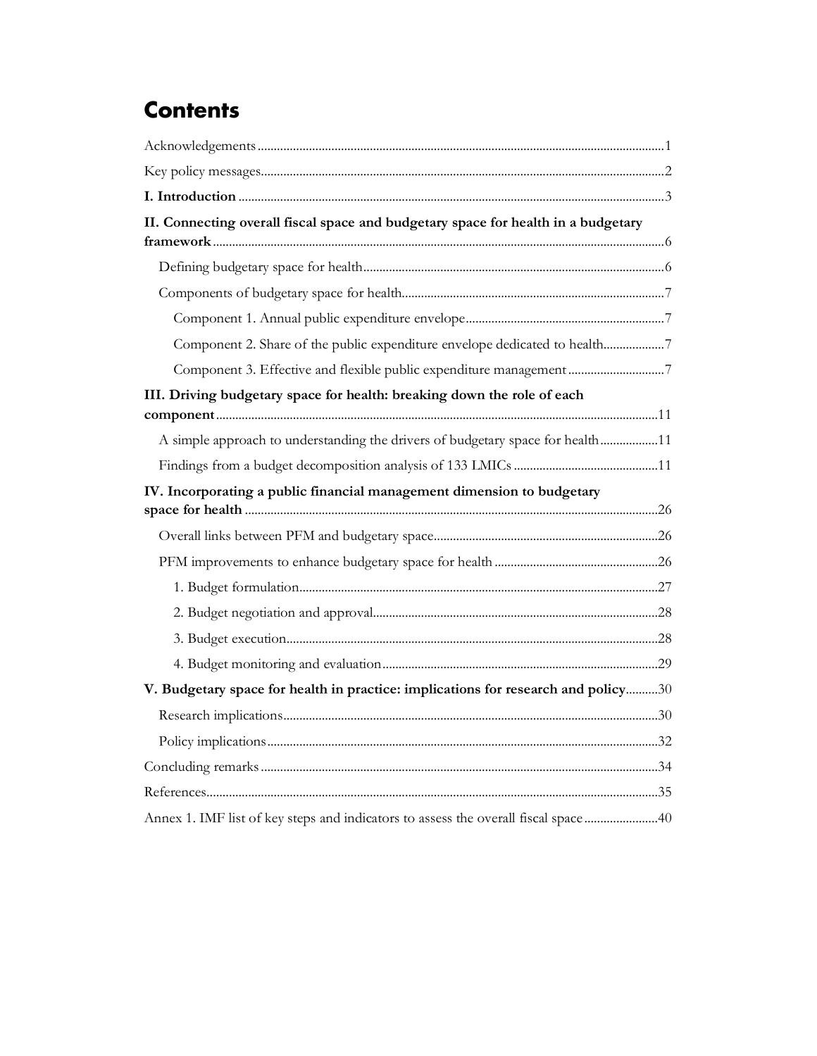# Contents

Acknowledgements ..... 1

Key policy messages ..... 2

**I. Introduction** ..... 3

**II. Connecting overall fiscal space and budgetary space for health in a budgetary framework** ..... 6

- Defining budgetary space for health ..... 6
- Components of budgetary space for health ..... 7
  - Component 1. Annual public expenditure envelope ..... 7
  - Component 2. Share of the public expenditure envelope dedicated to health ..... 7
  - Component 3. Effective and flexible public expenditure management ..... 7

**III. Driving budgetary space for health: breaking down the role of each component** ..... 11

- A simple approach to understanding the drivers of budgetary space for health ..... 11
- Findings from a budget decomposition analysis of 133 LMICs ..... 11

**IV. Incorporating a public financial management dimension to budgetary space for health** ..... 26

- Overall links between PFM and budgetary space ..... 26
- PFM improvements to enhance budgetary space for health ..... 26
  - 1. Budget formulation ..... 27
  - 2. Budget negotiation and approval ..... 28
  - 3. Budget execution ..... 28
  - 4. Budget monitoring and evaluation ..... 29

**V. Budgetary space for health in practice: implications for research and policy** ..... 30

- Research implications ..... 30
- Policy implications ..... 32

Concluding remarks ..... 34

References ..... 35

Annex 1. IMF list of key steps and indicators to assess the overall fiscal space ..... 40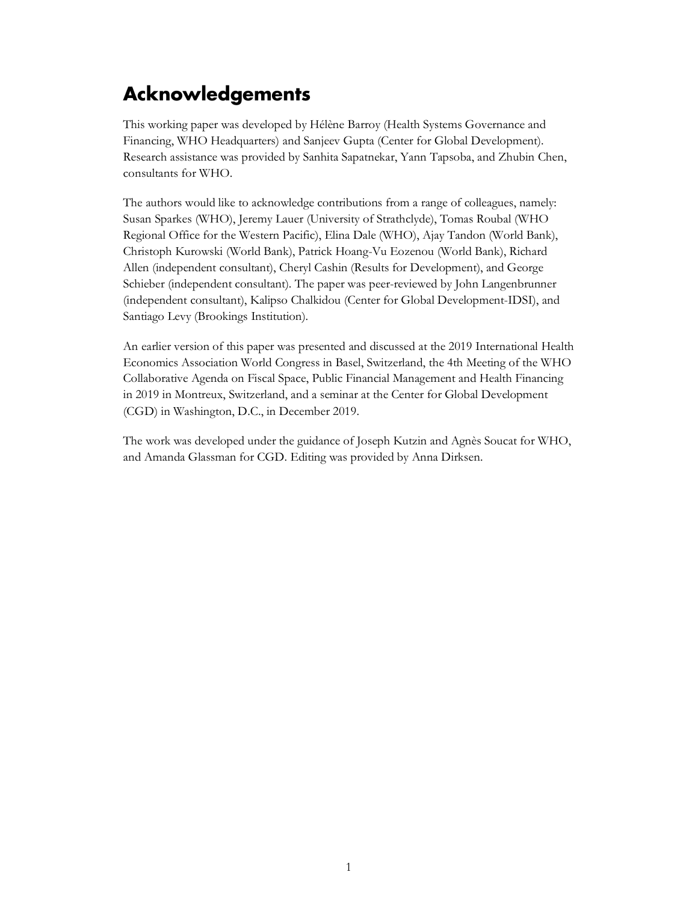# Acknowledgements

This working paper was developed by Hélène Barroy (Health Systems Governance and Financing, WHO Headquarters) and Sanjeev Gupta (Center for Global Development). Research assistance was provided by Sanhita Sapatnekar, Yann Tapsoba, and Zhubin Chen, consultants for WHO.

The authors would like to acknowledge contributions from a range of colleagues, namely: Susan Sparkes (WHO), Jeremy Lauer (University of Strathclyde), Tomas Roubal (WHO Regional Office for the Western Pacific), Elina Dale (WHO), Ajay Tandon (World Bank), Christoph Kurowski (World Bank), Patrick Hoang-Vu Eozenou (World Bank), Richard Allen (independent consultant), Cheryl Cashin (Results for Development), and George Schieber (independent consultant). The paper was peer-reviewed by John Langenbrunner (independent consultant), Kalipso Chalkidou (Center for Global Development-IDSI), and Santiago Levy (Brookings Institution).

An earlier version of this paper was presented and discussed at the 2019 International Health Economics Association World Congress in Basel, Switzerland, the 4th Meeting of the WHO Collaborative Agenda on Fiscal Space, Public Financial Management and Health Financing in 2019 in Montreux, Switzerland, and a seminar at the Center for Global Development (CGD) in Washington, D.C., in December 2019.

The work was developed under the guidance of Joseph Kutzin and Agnès Soucat for WHO, and Amanda Glassman for CGD. Editing was provided by Anna Dirksen.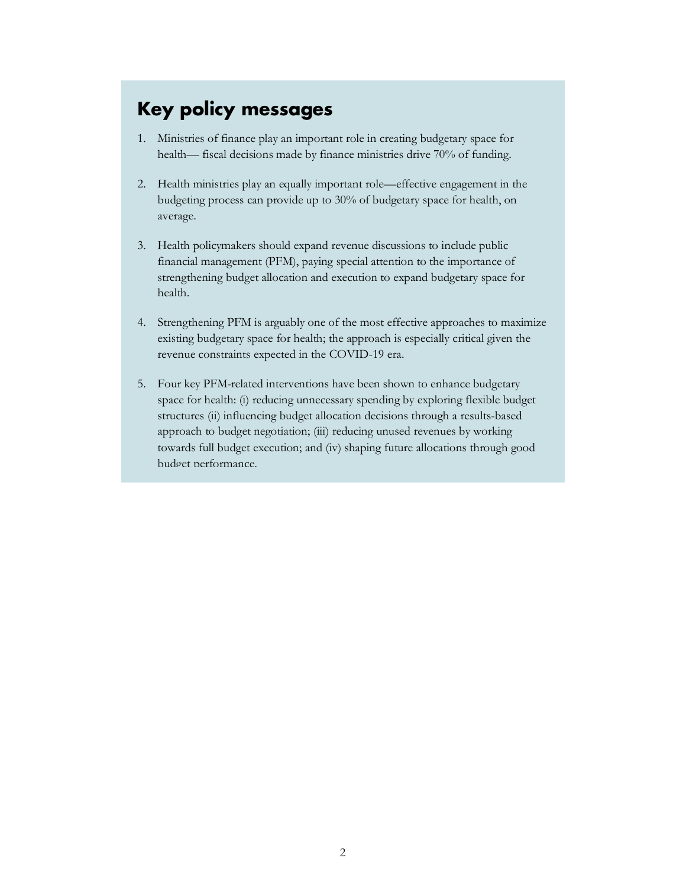## Key policy messages

1. Ministries of finance play an important role in creating budgetary space for health— fiscal decisions made by finance ministries drive 70% of funding.

2. Health ministries play an equally important role—effective engagement in the budgeting process can provide up to 30% of budgetary space for health, on average.

3. Health policymakers should expand revenue discussions to include public financial management (PFM), paying special attention to the importance of strengthening budget allocation and execution to expand budgetary space for health.

4. Strengthening PFM is arguably one of the most effective approaches to maximize existing budgetary space for health; the approach is especially critical given the revenue constraints expected in the COVID-19 era.

5. Four key PFM-related interventions have been shown to enhance budgetary space for health: (i) reducing unnecessary spending by exploring flexible budget structures (ii) influencing budget allocation decisions through a results-based approach to budget negotiation; (iii) reducing unused revenues by working towards full budget execution; and (iv) shaping future allocations through good budget performance.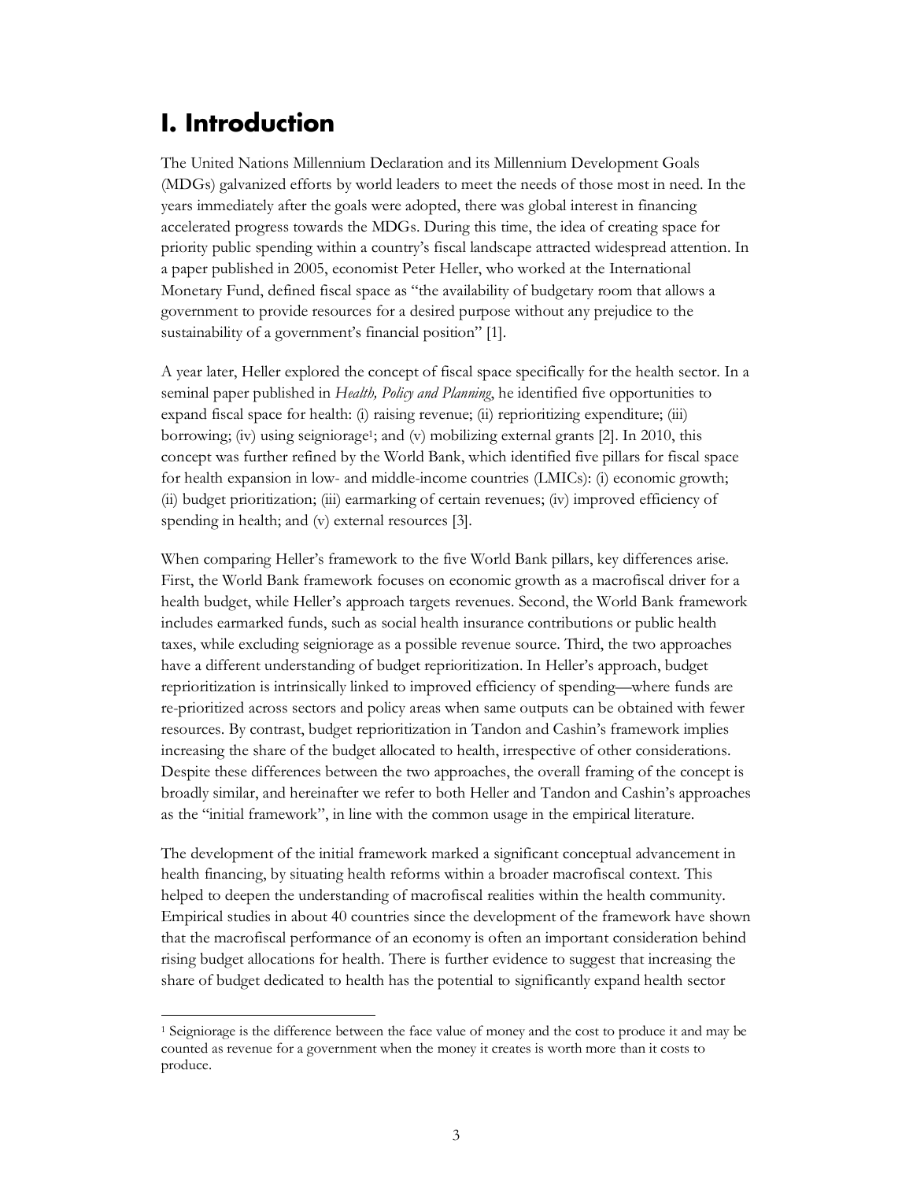# I. Introduction

The United Nations Millennium Declaration and its Millennium Development Goals (MDGs) galvanized efforts by world leaders to meet the needs of those most in need. In the years immediately after the goals were adopted, there was global interest in financing accelerated progress towards the MDGs. During this time, the idea of creating space for priority public spending within a country's fiscal landscape attracted widespread attention. In a paper published in 2005, economist Peter Heller, who worked at the International Monetary Fund, defined fiscal space as "the availability of budgetary room that allows a government to provide resources for a desired purpose without any prejudice to the sustainability of a government's financial position" [1].

A year later, Heller explored the concept of fiscal space specifically for the health sector. In a seminal paper published in *Health, Policy and Planning*, he identified five opportunities to expand fiscal space for health: (i) raising revenue; (ii) reprioritizing expenditure; (iii) borrowing; (iv) using seigniorage[1]; and (v) mobilizing external grants [2]. In 2010, this concept was further refined by the World Bank, which identified five pillars for fiscal space for health expansion in low- and middle-income countries (LMICs): (i) economic growth; (ii) budget prioritization; (iii) earmarking of certain revenues; (iv) improved efficiency of spending in health; and (v) external resources [3].

When comparing Heller's framework to the five World Bank pillars, key differences arise. First, the World Bank framework focuses on economic growth as a macrofiscal driver for a health budget, while Heller's approach targets revenues. Second, the World Bank framework includes earmarked funds, such as social health insurance contributions or public health taxes, while excluding seigniorage as a possible revenue source. Third, the two approaches have a different understanding of budget reprioritization. In Heller's approach, budget reprioritization is intrinsically linked to improved efficiency of spending—where funds are re-prioritized across sectors and policy areas when same outputs can be obtained with fewer resources. By contrast, budget reprioritization in Tandon and Cashin's framework implies increasing the share of the budget allocated to health, irrespective of other considerations. Despite these differences between the two approaches, the overall framing of the concept is broadly similar, and hereinafter we refer to both Heller and Tandon and Cashin's approaches as the "initial framework", in line with the common usage in the empirical literature.

The development of the initial framework marked a significant conceptual advancement in health financing, by situating health reforms within a broader macrofiscal context. This helped to deepen the understanding of macrofiscal realities within the health community. Empirical studies in about 40 countries since the development of the framework have shown that the macrofiscal performance of an economy is often an important consideration behind rising budget allocations for health. There is further evidence to suggest that increasing the share of budget dedicated to health has the potential to significantly expand health sector

[1] Seigniorage is the difference between the face value of money and the cost to produce it and may be counted as revenue for a government when the money it creates is worth more than it costs to produce.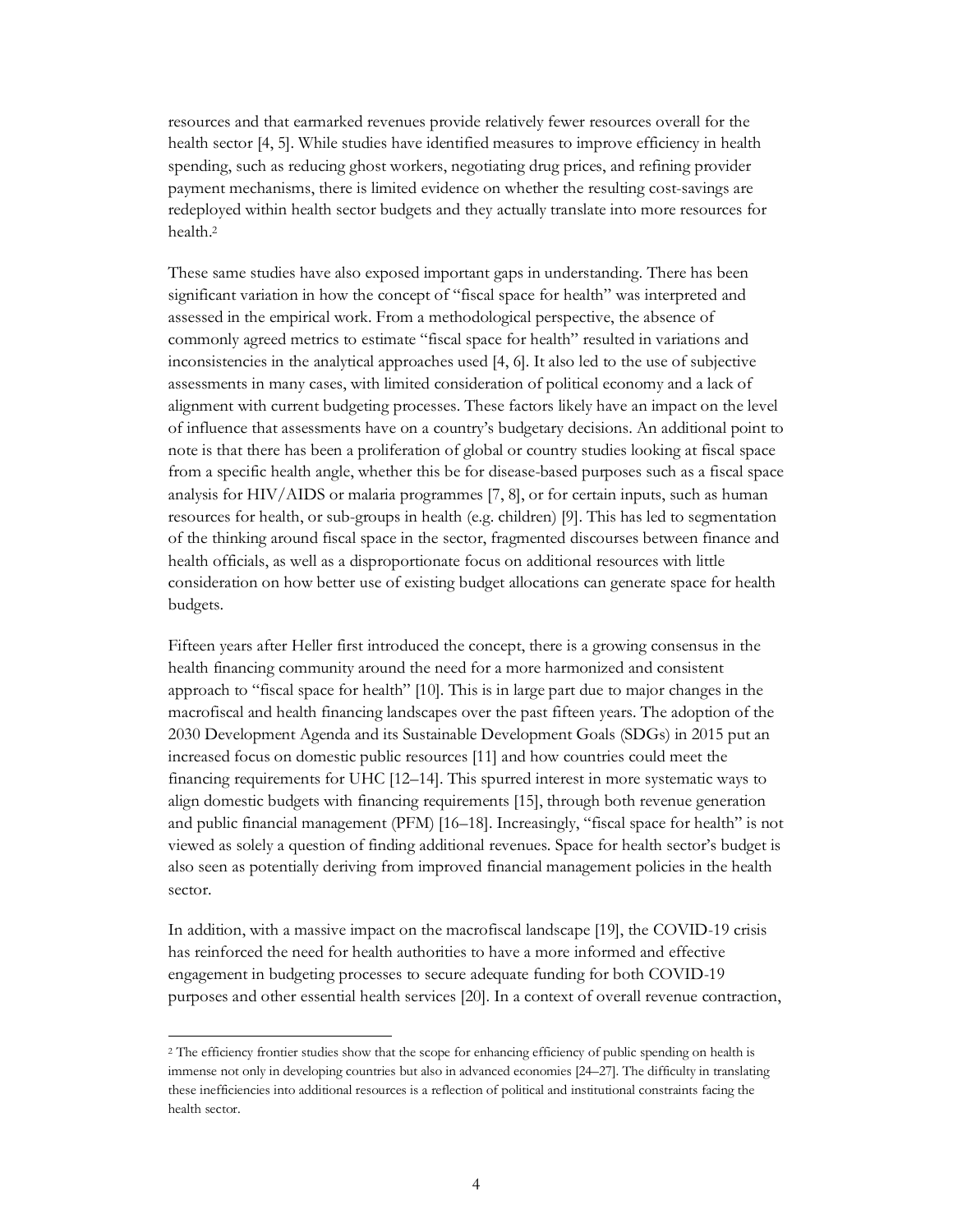resources and that earmarked revenues provide relatively fewer resources overall for the health sector [4, 5]. While studies have identified measures to improve efficiency in health spending, such as reducing ghost workers, negotiating drug prices, and refining provider payment mechanisms, there is limited evidence on whether the resulting cost-savings are redeployed within health sector budgets and they actually translate into more resources for health.[2]

These same studies have also exposed important gaps in understanding. There has been significant variation in how the concept of "fiscal space for health" was interpreted and assessed in the empirical work. From a methodological perspective, the absence of commonly agreed metrics to estimate "fiscal space for health" resulted in variations and inconsistencies in the analytical approaches used [4, 6]. It also led to the use of subjective assessments in many cases, with limited consideration of political economy and a lack of alignment with current budgeting processes. These factors likely have an impact on the level of influence that assessments have on a country's budgetary decisions. An additional point to note is that there has been a proliferation of global or country studies looking at fiscal space from a specific health angle, whether this be for disease-based purposes such as a fiscal space analysis for HIV/AIDS or malaria programmes [7, 8], or for certain inputs, such as human resources for health, or sub-groups in health (e.g. children) [9]. This has led to segmentation of the thinking around fiscal space in the sector, fragmented discourses between finance and health officials, as well as a disproportionate focus on additional resources with little consideration on how better use of existing budget allocations can generate space for health budgets.

Fifteen years after Heller first introduced the concept, there is a growing consensus in the health financing community around the need for a more harmonized and consistent approach to "fiscal space for health" [10]. This is in large part due to major changes in the macrofiscal and health financing landscapes over the past fifteen years. The adoption of the 2030 Development Agenda and its Sustainable Development Goals (SDGs) in 2015 put an increased focus on domestic public resources [11] and how countries could meet the financing requirements for UHC [12–14]. This spurred interest in more systematic ways to align domestic budgets with financing requirements [15], through both revenue generation and public financial management (PFM) [16–18]. Increasingly, "fiscal space for health" is not viewed as solely a question of finding additional revenues. Space for health sector's budget is also seen as potentially deriving from improved financial management policies in the health sector.

In addition, with a massive impact on the macrofiscal landscape [19], the COVID-19 crisis has reinforced the need for health authorities to have a more informed and effective engagement in budgeting processes to secure adequate funding for both COVID-19 purposes and other essential health services [20]. In a context of overall revenue contraction,

---

[2] The efficiency frontier studies show that the scope for enhancing efficiency of public spending on health is immense not only in developing countries but also in advanced economies [24–27]. The difficulty in translating these inefficiencies into additional resources is a reflection of political and institutional constraints facing the health sector.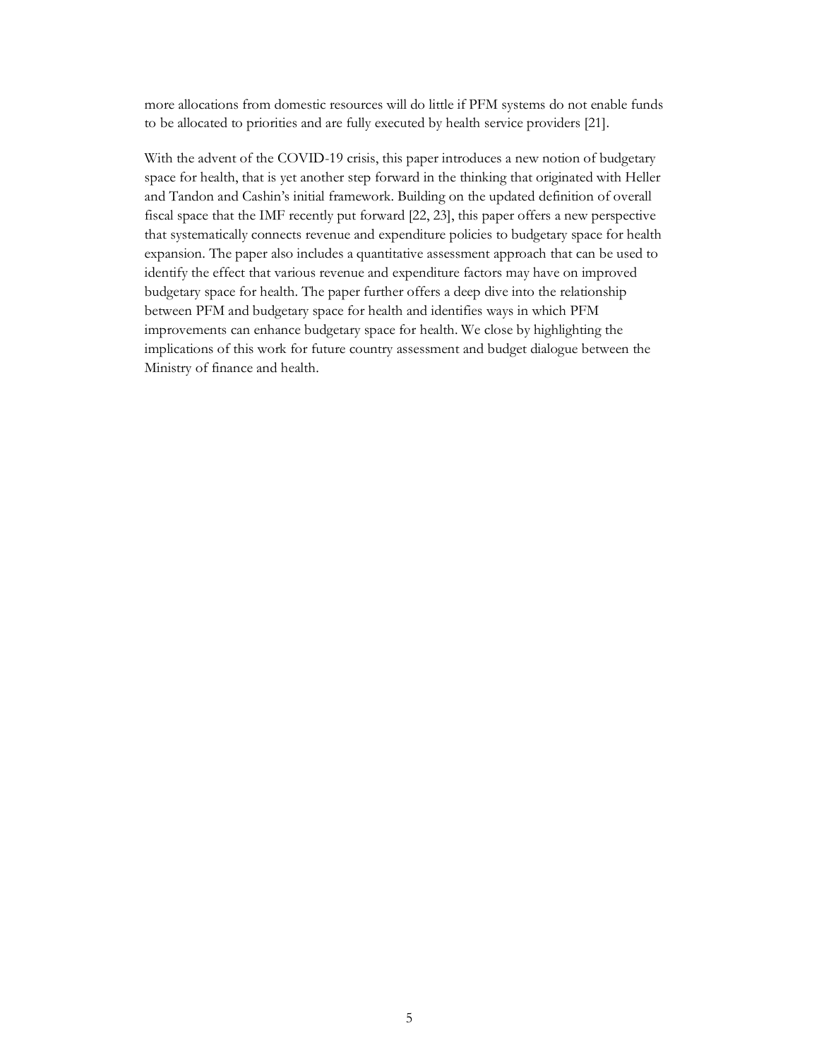more allocations from domestic resources will do little if PFM systems do not enable funds to be allocated to priorities and are fully executed by health service providers [21].

With the advent of the COVID-19 crisis, this paper introduces a new notion of budgetary space for health, that is yet another step forward in the thinking that originated with Heller and Tandon and Cashin's initial framework. Building on the updated definition of overall fiscal space that the IMF recently put forward [22, 23], this paper offers a new perspective that systematically connects revenue and expenditure policies to budgetary space for health expansion. The paper also includes a quantitative assessment approach that can be used to identify the effect that various revenue and expenditure factors may have on improved budgetary space for health. The paper further offers a deep dive into the relationship between PFM and budgetary space for health and identifies ways in which PFM improvements can enhance budgetary space for health. We close by highlighting the implications of this work for future country assessment and budget dialogue between the Ministry of finance and health.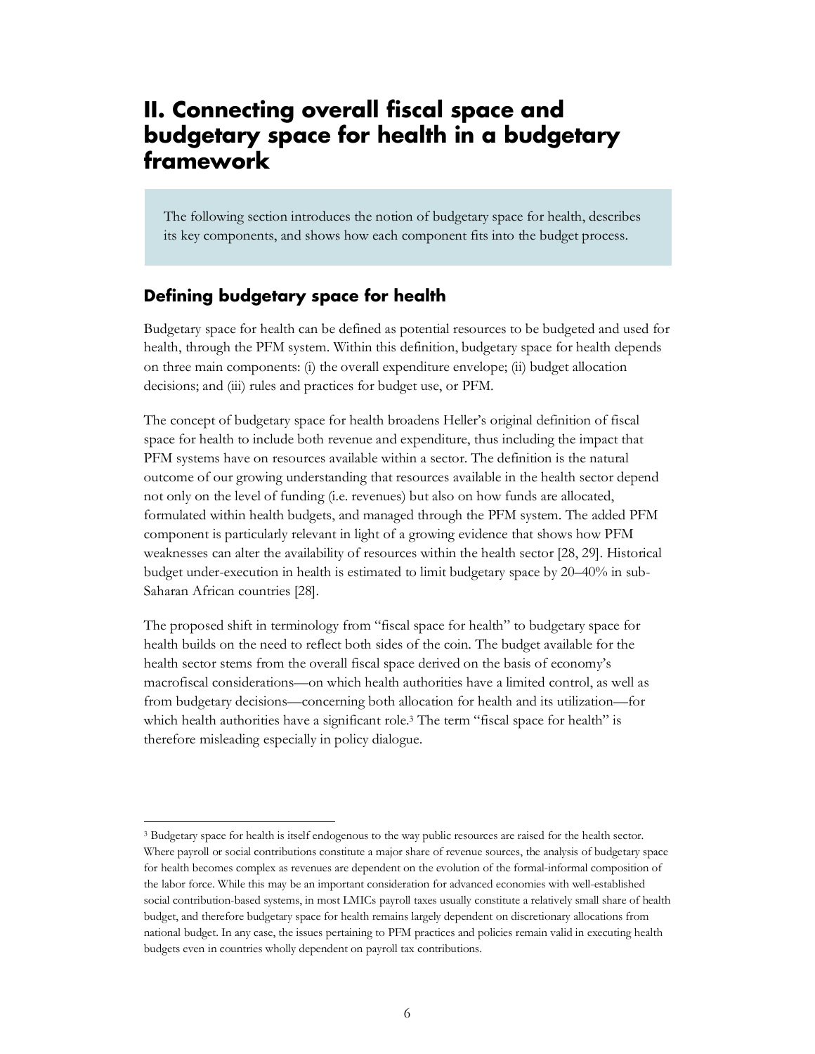# II. Connecting overall fiscal space and budgetary space for health in a budgetary framework

> The following section introduces the notion of budgetary space for health, describes its key components, and shows how each component fits into the budget process.

## Defining budgetary space for health

Budgetary space for health can be defined as potential resources to be budgeted and used for health, through the PFM system. Within this definition, budgetary space for health depends on three main components: (i) the overall expenditure envelope; (ii) budget allocation decisions; and (iii) rules and practices for budget use, or PFM.

The concept of budgetary space for health broadens Heller's original definition of fiscal space for health to include both revenue and expenditure, thus including the impact that PFM systems have on resources available within a sector. The definition is the natural outcome of our growing understanding that resources available in the health sector depend not only on the level of funding (i.e. revenues) but also on how funds are allocated, formulated within health budgets, and managed through the PFM system. The added PFM component is particularly relevant in light of a growing evidence that shows how PFM weaknesses can alter the availability of resources within the health sector [28, 29]. Historical budget under-execution in health is estimated to limit budgetary space by 20–40% in sub-Saharan African countries [28].

The proposed shift in terminology from "fiscal space for health" to budgetary space for health builds on the need to reflect both sides of the coin. The budget available for the health sector stems from the overall fiscal space derived on the basis of economy's macrofiscal considerations—on which health authorities have a limited control, as well as from budgetary decisions—concerning both allocation for health and its utilization—for which health authorities have a significant role.[3] The term "fiscal space for health" is therefore misleading especially in policy dialogue.

---

[3] Budgetary space for health is itself endogenous to the way public resources are raised for the health sector. Where payroll or social contributions constitute a major share of revenue sources, the analysis of budgetary space for health becomes complex as revenues are dependent on the evolution of the formal-informal composition of the labor force. While this may be an important consideration for advanced economies with well-established social contribution-based systems, in most LMICs payroll taxes usually constitute a relatively small share of health budget, and therefore budgetary space for health remains largely dependent on discretionary allocations from national budget. In any case, the issues pertaining to PFM practices and policies remain valid in executing health budgets even in countries wholly dependent on payroll tax contributions.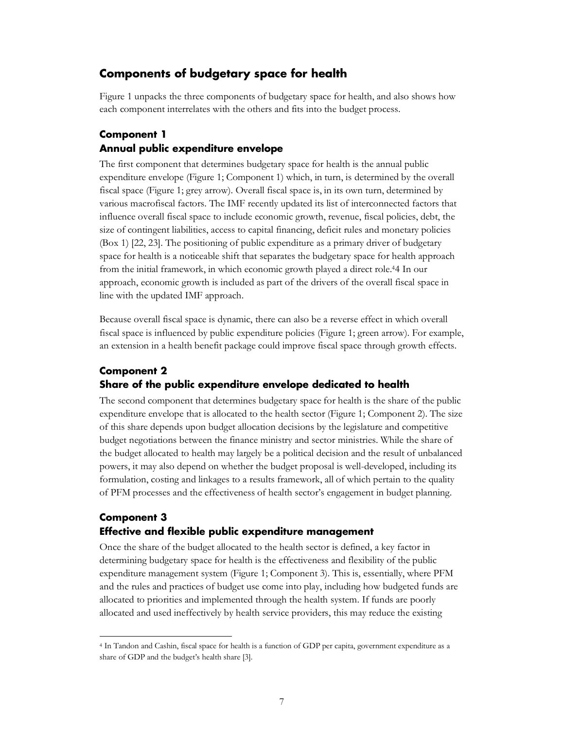## Components of budgetary space for health

Figure 1 unpacks the three components of budgetary space for health, and also shows how each component interrelates with the others and fits into the budget process.

### Component 1
### Annual public expenditure envelope

The first component that determines budgetary space for health is the annual public expenditure envelope (Figure 1; Component 1) which, in turn, is determined by the overall fiscal space (Figure 1; grey arrow). Overall fiscal space is, in its own turn, determined by various macrofiscal factors. The IMF recently updated its list of interconnected factors that influence overall fiscal space to include economic growth, revenue, fiscal policies, debt, the size of contingent liabilities, access to capital financing, deficit rules and monetary policies (Box 1) [22, 23]. The positioning of public expenditure as a primary driver of budgetary space for health is a noticeable shift that separates the budgetary space for health approach from the initial framework, in which economic growth played a direct role.[4]4 In our approach, economic growth is included as part of the drivers of the overall fiscal space in line with the updated IMF approach.

Because overall fiscal space is dynamic, there can also be a reverse effect in which overall fiscal space is influenced by public expenditure policies (Figure 1; green arrow). For example, an extension in a health benefit package could improve fiscal space through growth effects.

### Component 2
### Share of the public expenditure envelope dedicated to health

The second component that determines budgetary space for health is the share of the public expenditure envelope that is allocated to the health sector (Figure 1; Component 2). The size of this share depends upon budget allocation decisions by the legislature and competitive budget negotiations between the finance ministry and sector ministries. While the share of the budget allocated to health may largely be a political decision and the result of unbalanced powers, it may also depend on whether the budget proposal is well-developed, including its formulation, costing and linkages to a results framework, all of which pertain to the quality of PFM processes and the effectiveness of health sector's engagement in budget planning.

### Component 3
### Effective and flexible public expenditure management

Once the share of the budget allocated to the health sector is defined, a key factor in determining budgetary space for health is the effectiveness and flexibility of the public expenditure management system (Figure 1; Component 3). This is, essentially, where PFM and the rules and practices of budget use come into play, including how budgeted funds are allocated to priorities and implemented through the health system. If funds are poorly allocated and used ineffectively by health service providers, this may reduce the existing

[4] In Tandon and Cashin, fiscal space for health is a function of GDP per capita, government expenditure as a share of GDP and the budget's health share [3].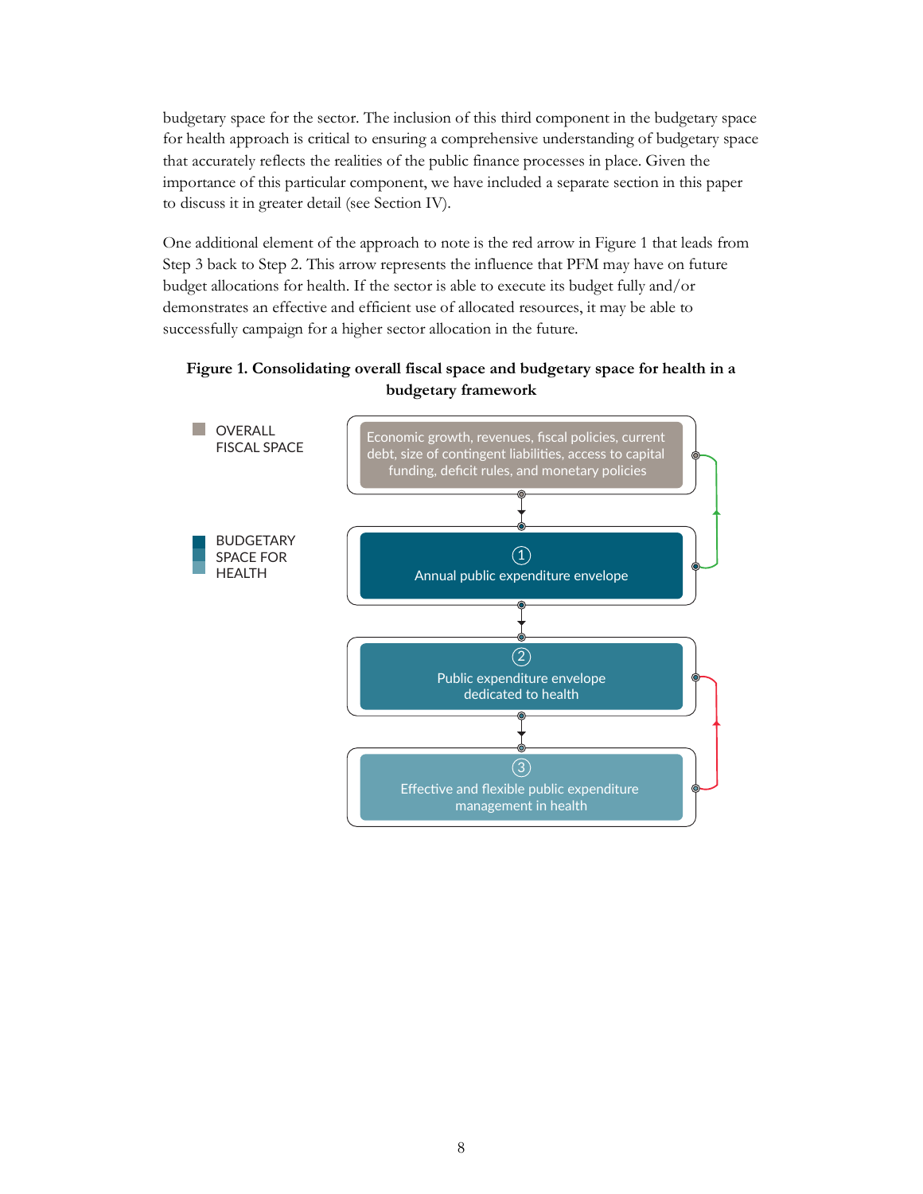budgetary space for the sector. The inclusion of this third component in the budgetary space for health approach is critical to ensuring a comprehensive understanding of budgetary space that accurately reflects the realities of the public finance processes in place. Given the importance of this particular component, we have included a separate section in this paper to discuss it in greater detail (see Section IV).

One additional element of the approach to note is the red arrow in Figure 1 that leads from Step 3 back to Step 2. This arrow represents the influence that PFM may have on future budget allocations for health. If the sector is able to execute its budget fully and/or demonstrates an effective and efficient use of allocated resources, it may be able to successfully campaign for a higher sector allocation in the future.

**Figure 1. Consolidating overall fiscal space and budgetary space for health in a budgetary framework**

OVERALL FISCAL SPACE

Economic growth, revenues, fiscal policies, current debt, size of contingent liabilities, access to capital funding, deficit rules, and monetary policies

BUDGETARY SPACE FOR HEALTH

① Annual public expenditure envelope

② Public expenditure envelope dedicated to health

③ Effective and flexible public expenditure management in health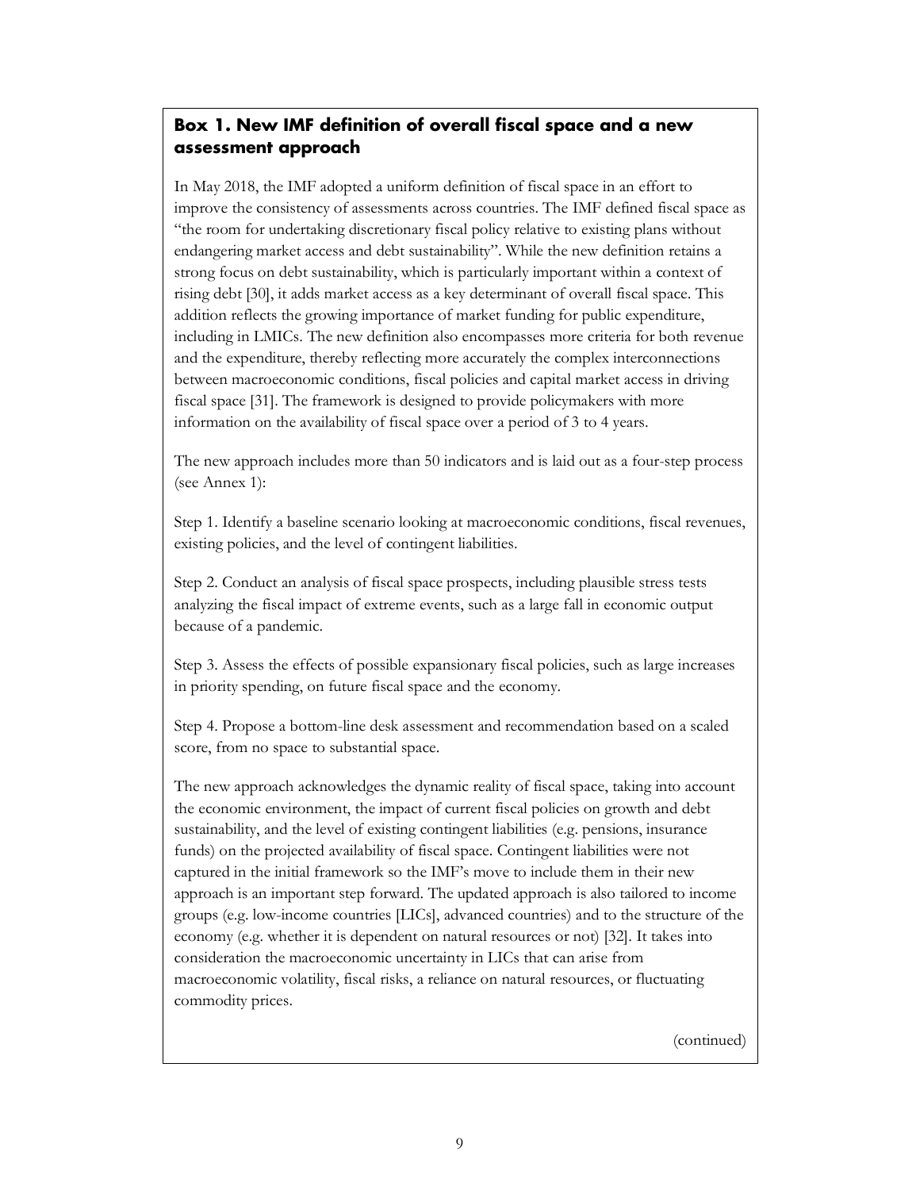### Box 1. New IMF definition of overall fiscal space and a new assessment approach

In May 2018, the IMF adopted a uniform definition of fiscal space in an effort to improve the consistency of assessments across countries. The IMF defined fiscal space as "the room for undertaking discretionary fiscal policy relative to existing plans without endangering market access and debt sustainability". While the new definition retains a strong focus on debt sustainability, which is particularly important within a context of rising debt [30], it adds market access as a key determinant of overall fiscal space. This addition reflects the growing importance of market funding for public expenditure, including in LMICs. The new definition also encompasses more criteria for both revenue and the expenditure, thereby reflecting more accurately the complex interconnections between macroeconomic conditions, fiscal policies and capital market access in driving fiscal space [31]. The framework is designed to provide policymakers with more information on the availability of fiscal space over a period of 3 to 4 years.

The new approach includes more than 50 indicators and is laid out as a four-step process (see Annex 1):

Step 1. Identify a baseline scenario looking at macroeconomic conditions, fiscal revenues, existing policies, and the level of contingent liabilities.

Step 2. Conduct an analysis of fiscal space prospects, including plausible stress tests analyzing the fiscal impact of extreme events, such as a large fall in economic output because of a pandemic.

Step 3. Assess the effects of possible expansionary fiscal policies, such as large increases in priority spending, on future fiscal space and the economy.

Step 4. Propose a bottom-line desk assessment and recommendation based on a scaled score, from no space to substantial space.

The new approach acknowledges the dynamic reality of fiscal space, taking into account the economic environment, the impact of current fiscal policies on growth and debt sustainability, and the level of existing contingent liabilities (e.g. pensions, insurance funds) on the projected availability of fiscal space. Contingent liabilities were not captured in the initial framework so the IMF's move to include them in their new approach is an important step forward. The updated approach is also tailored to income groups (e.g. low-income countries [LICs], advanced countries) and to the structure of the economy (e.g. whether it is dependent on natural resources or not) [32]. It takes into consideration the macroeconomic uncertainty in LICs that can arise from macroeconomic volatility, fiscal risks, a reliance on natural resources, or fluctuating commodity prices.

(continued)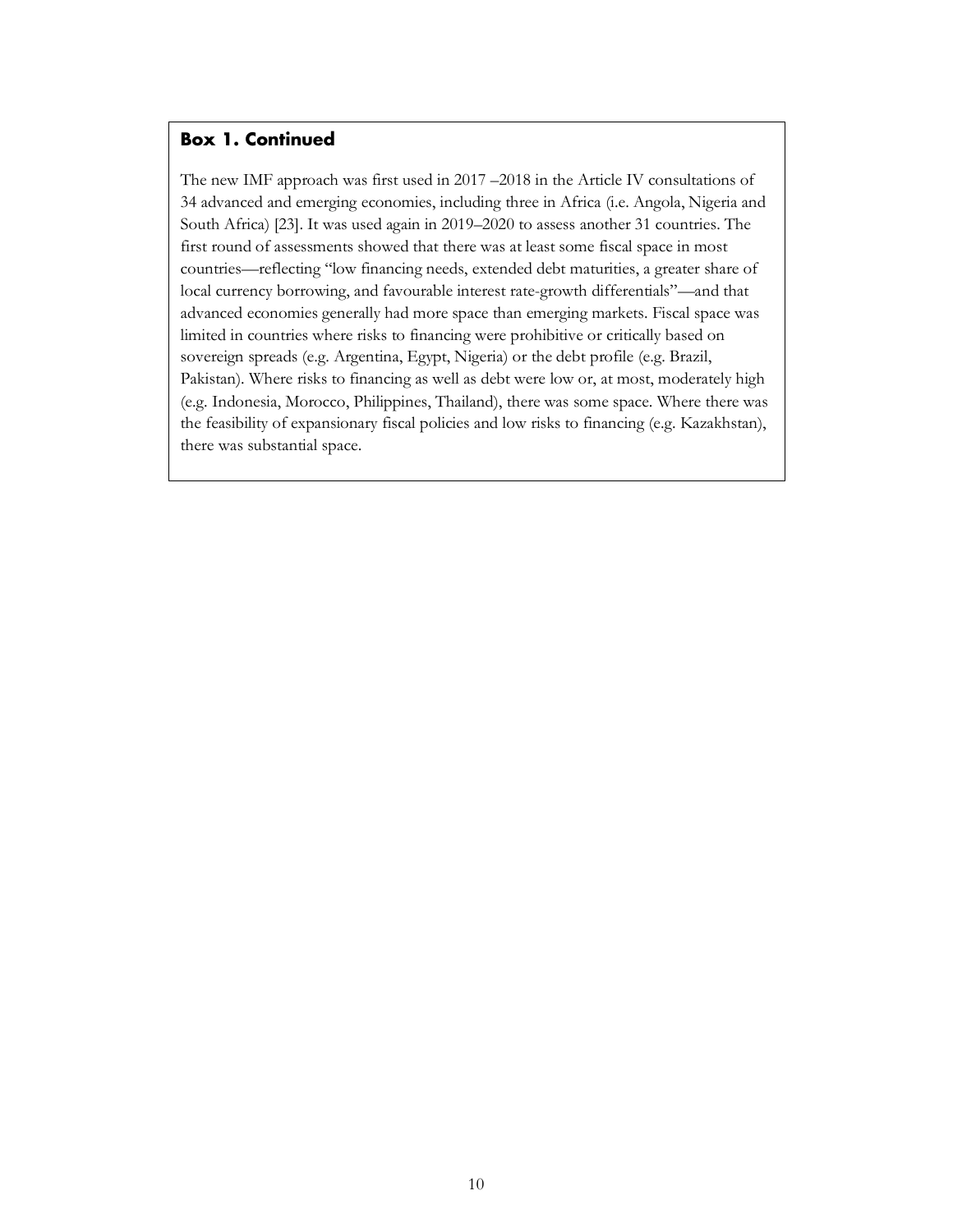### Box 1. Continued

The new IMF approach was first used in 2017 –2018 in the Article IV consultations of 34 advanced and emerging economies, including three in Africa (i.e. Angola, Nigeria and South Africa) [23]. It was used again in 2019–2020 to assess another 31 countries. The first round of assessments showed that there was at least some fiscal space in most countries—reflecting "low financing needs, extended debt maturities, a greater share of local currency borrowing, and favourable interest rate-growth differentials"—and that advanced economies generally had more space than emerging markets. Fiscal space was limited in countries where risks to financing were prohibitive or critically based on sovereign spreads (e.g. Argentina, Egypt, Nigeria) or the debt profile (e.g. Brazil, Pakistan). Where risks to financing as well as debt were low or, at most, moderately high (e.g. Indonesia, Morocco, Philippines, Thailand), there was some space. Where there was the feasibility of expansionary fiscal policies and low risks to financing (e.g. Kazakhstan), there was substantial space.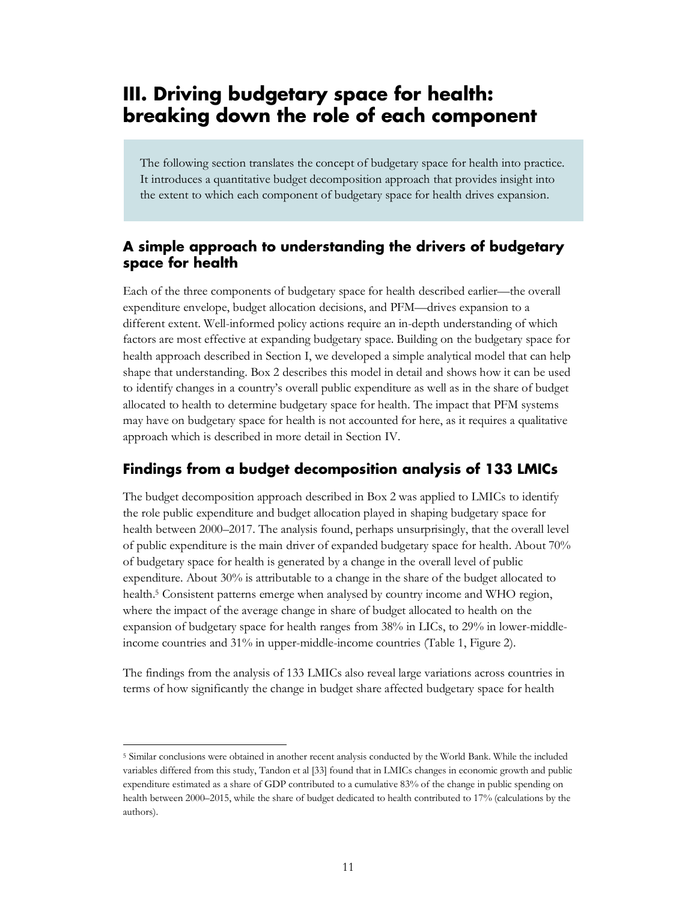# III. Driving budgetary space for health: breaking down the role of each component

The following section translates the concept of budgetary space for health into practice. It introduces a quantitative budget decomposition approach that provides insight into the extent to which each component of budgetary space for health drives expansion.

## A simple approach to understanding the drivers of budgetary space for health

Each of the three components of budgetary space for health described earlier—the overall expenditure envelope, budget allocation decisions, and PFM—drives expansion to a different extent. Well-informed policy actions require an in-depth understanding of which factors are most effective at expanding budgetary space. Building on the budgetary space for health approach described in Section I, we developed a simple analytical model that can help shape that understanding. Box 2 describes this model in detail and shows how it can be used to identify changes in a country's overall public expenditure as well as in the share of budget allocated to health to determine budgetary space for health. The impact that PFM systems may have on budgetary space for health is not accounted for here, as it requires a qualitative approach which is described in more detail in Section IV.

## Findings from a budget decomposition analysis of 133 LMICs

The budget decomposition approach described in Box 2 was applied to LMICs to identify the role public expenditure and budget allocation played in shaping budgetary space for health between 2000–2017. The analysis found, perhaps unsurprisingly, that the overall level of public expenditure is the main driver of expanded budgetary space for health. About 70% of budgetary space for health is generated by a change in the overall level of public expenditure. About 30% is attributable to a change in the share of the budget allocated to health.[5] Consistent patterns emerge when analysed by country income and WHO region, where the impact of the average change in share of budget allocated to health on the expansion of budgetary space for health ranges from 38% in LICs, to 29% in lower-middle-income countries and 31% in upper-middle-income countries (Table 1, Figure 2).

The findings from the analysis of 133 LMICs also reveal large variations across countries in terms of how significantly the change in budget share affected budgetary space for health

[5] Similar conclusions were obtained in another recent analysis conducted by the World Bank. While the included variables differed from this study, Tandon et al [33] found that in LMICs changes in economic growth and public expenditure estimated as a share of GDP contributed to a cumulative 83% of the change in public spending on health between 2000–2015, while the share of budget dedicated to health contributed to 17% (calculations by the authors).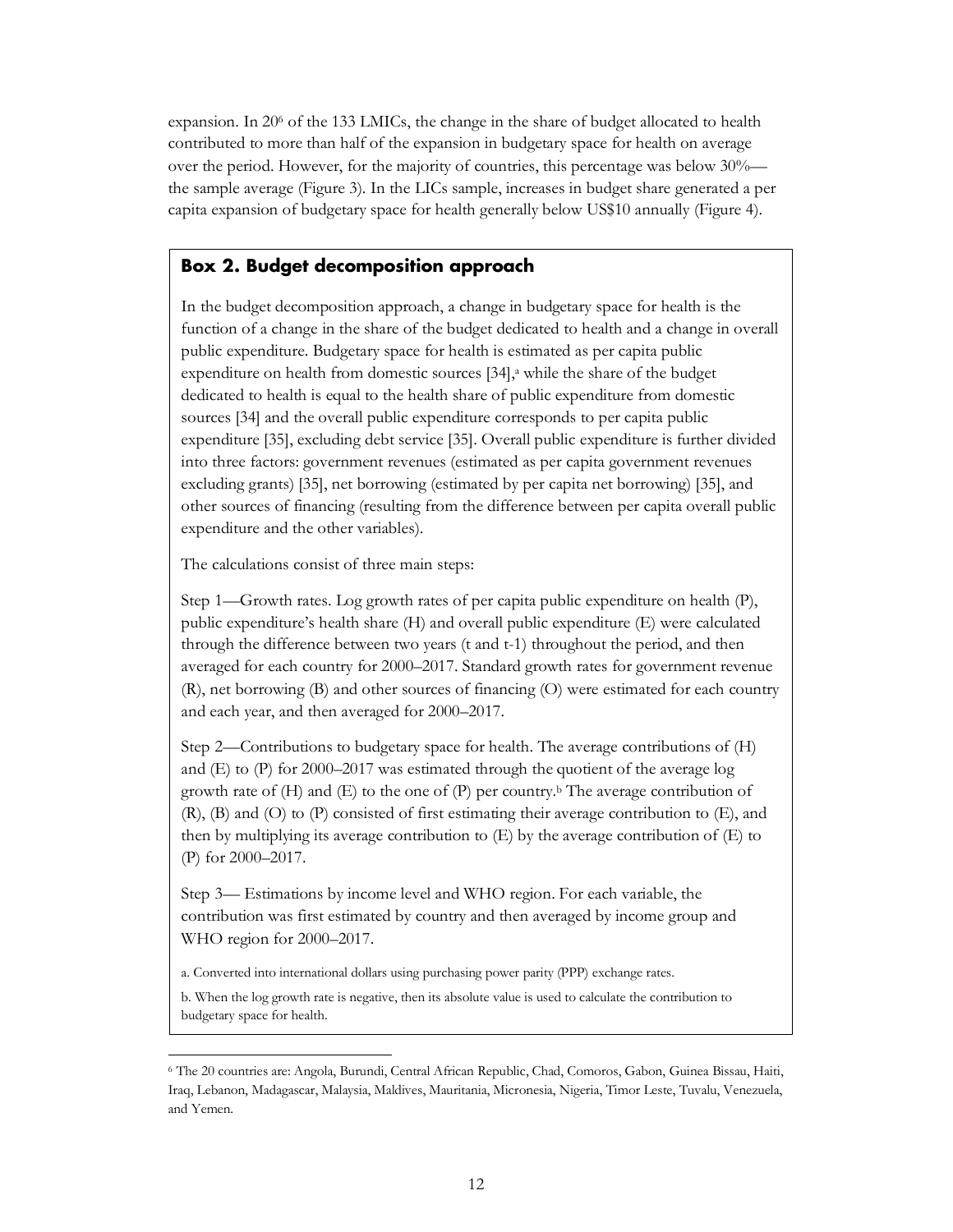expansion. In 20[6] of the 133 LMICs, the change in the share of budget allocated to health contributed to more than half of the expansion in budgetary space for health on average over the period. However, for the majority of countries, this percentage was below 30%—the sample average (Figure 3). In the LICs sample, increases in budget share generated a per capita expansion of budgetary space for health generally below US$10 annually (Figure 4).

### Box 2. Budget decomposition approach

In the budget decomposition approach, a change in budgetary space for health is the function of a change in the share of the budget dedicated to health and a change in overall public expenditure. Budgetary space for health is estimated as per capita public expenditure on health from domestic sources [34],[a] while the share of the budget dedicated to health is equal to the health share of public expenditure from domestic sources [34] and the overall public expenditure corresponds to per capita public expenditure [35], excluding debt service [35]. Overall public expenditure is further divided into three factors: government revenues (estimated as per capita government revenues excluding grants) [35], net borrowing (estimated by per capita net borrowing) [35], and other sources of financing (resulting from the difference between per capita overall public expenditure and the other variables).

The calculations consist of three main steps:

Step 1—Growth rates. Log growth rates of per capita public expenditure on health (P), public expenditure's health share (H) and overall public expenditure (E) were calculated through the difference between two years (t and t-1) throughout the period, and then averaged for each country for 2000–2017. Standard growth rates for government revenue (R), net borrowing (B) and other sources of financing (O) were estimated for each country and each year, and then averaged for 2000–2017.

Step 2—Contributions to budgetary space for health. The average contributions of (H) and (E) to (P) for 2000–2017 was estimated through the quotient of the average log growth rate of (H) and (E) to the one of (P) per country.[b] The average contribution of (R), (B) and (O) to (P) consisted of first estimating their average contribution to (E), and then by multiplying its average contribution to (E) by the average contribution of (E) to (P) for 2000–2017.

Step 3— Estimations by income level and WHO region. For each variable, the contribution was first estimated by country and then averaged by income group and WHO region for 2000–2017.

a. Converted into international dollars using purchasing power parity (PPP) exchange rates.

b. When the log growth rate is negative, then its absolute value is used to calculate the contribution to budgetary space for health.

---

[6] The 20 countries are: Angola, Burundi, Central African Republic, Chad, Comoros, Gabon, Guinea Bissau, Haiti, Iraq, Lebanon, Madagascar, Malaysia, Maldives, Mauritania, Micronesia, Nigeria, Timor Leste, Tuvalu, Venezuela, and Yemen.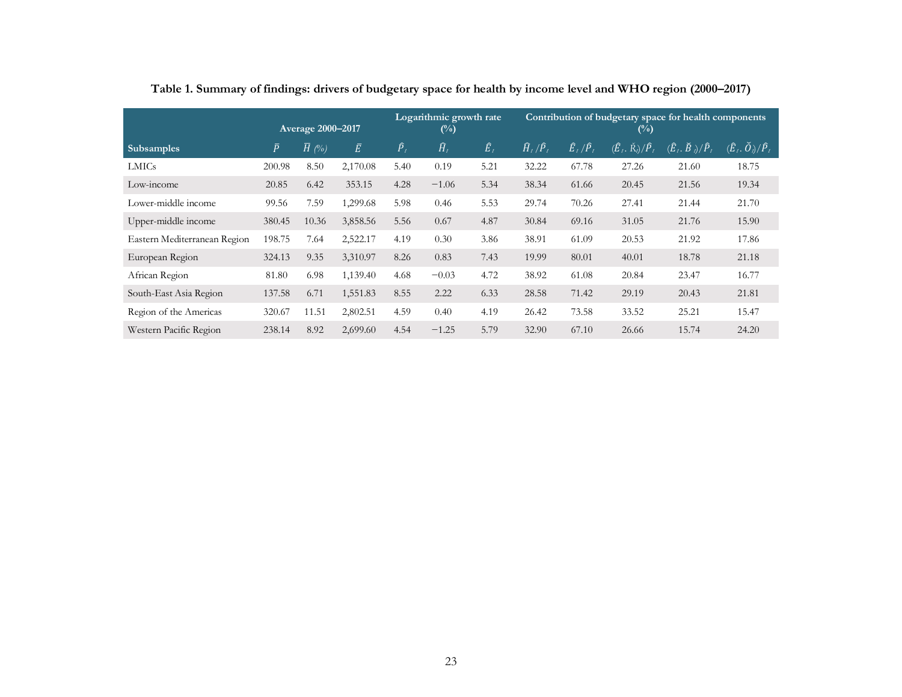**Table 1. Summary of findings: drivers of budgetary space for health by income level and WHO region (2000–2017)**

| Subsamples | Average 2000–2017 | | | Logarithmic growth rate (%) | | | Contribution of budgetary space for health components (%) | | | | |
|---|---|---|---|---|---|---|---|---|---|---|---|
| | $\bar{P}$ | $\bar{H}$ (%) | $\bar{E}$ | $\hat{P}_t$ | $\hat{H}_t$ | $\hat{E}_t$ | $\hat{H}_t/\hat{P}_t$ | $\hat{E}_t/\hat{P}_t$ | $(\hat{E}_t.\check{R}_t)/\hat{P}_t$ | $(\hat{E}_t.\check{B}_t)/\hat{P}_t$ | $(\hat{E}_t.\check{O}_t)/\hat{P}_t$ |
| LMICs | 200.98 | 8.50 | 2,170.08 | 5.40 | 0.19 | 5.21 | 32.22 | 67.78 | 27.26 | 21.60 | 18.75 |
| Low-income | 20.85 | 6.42 | 353.15 | 4.28 | −1.06 | 5.34 | 38.34 | 61.66 | 20.45 | 21.56 | 19.34 |
| Lower-middle income | 99.56 | 7.59 | 1,299.68 | 5.98 | 0.46 | 5.53 | 29.74 | 70.26 | 27.41 | 21.44 | 21.70 |
| Upper-middle income | 380.45 | 10.36 | 3,858.56 | 5.56 | 0.67 | 4.87 | 30.84 | 69.16 | 31.05 | 21.76 | 15.90 |
| Eastern Mediterranean Region | 198.75 | 7.64 | 2,522.17 | 4.19 | 0.30 | 3.86 | 38.91 | 61.09 | 20.53 | 21.92 | 17.86 |
| European Region | 324.13 | 9.35 | 3,310.97 | 8.26 | 0.83 | 7.43 | 19.99 | 80.01 | 40.01 | 18.78 | 21.18 |
| African Region | 81.80 | 6.98 | 1,139.40 | 4.68 | −0.03 | 4.72 | 38.92 | 61.08 | 20.84 | 23.47 | 16.77 |
| South-East Asia Region | 137.58 | 6.71 | 1,551.83 | 8.55 | 2.22 | 6.33 | 28.58 | 71.42 | 29.19 | 20.43 | 21.81 |
| Region of the Americas | 320.67 | 11.51 | 2,802.51 | 4.59 | 0.40 | 4.19 | 26.42 | 73.58 | 33.52 | 25.21 | 15.47 |
| Western Pacific Region | 238.14 | 8.92 | 2,699.60 | 4.54 | −1.25 | 5.79 | 32.90 | 67.10 | 26.66 | 15.74 | 24.20 |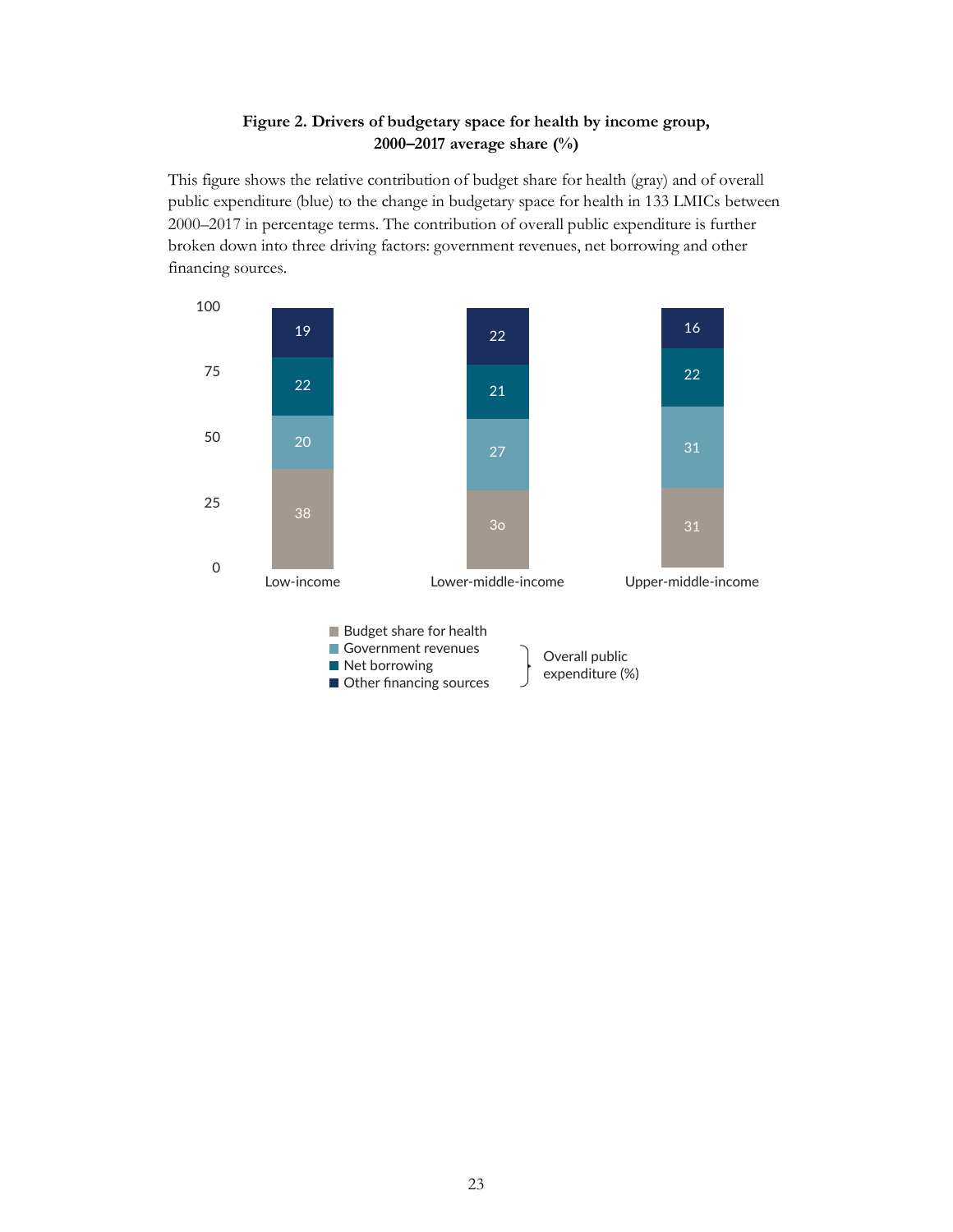**Figure 2. Drivers of budgetary space for health by income group, 2000–2017 average share (%)**

This figure shows the relative contribution of budget share for health (gray) and of overall public expenditure (blue) to the change in budgetary space for health in 133 LMICs between 2000–2017 in percentage terms. The contribution of overall public expenditure is further broken down into three driving factors: government revenues, net borrowing and other financing sources.

| | Low-income | Lower-middle-income | Upper-middle-income |
|---|---|---|---|
| Budget share for health | 38 | 30 | 31 |
| Government revenues | 20 | 27 | 31 |
| Net borrowing | 22 | 21 | 22 |
| Other financing sources | 19 | 22 | 16 |

Government revenues, net borrowing and other financing sources: Overall public expenditure (%)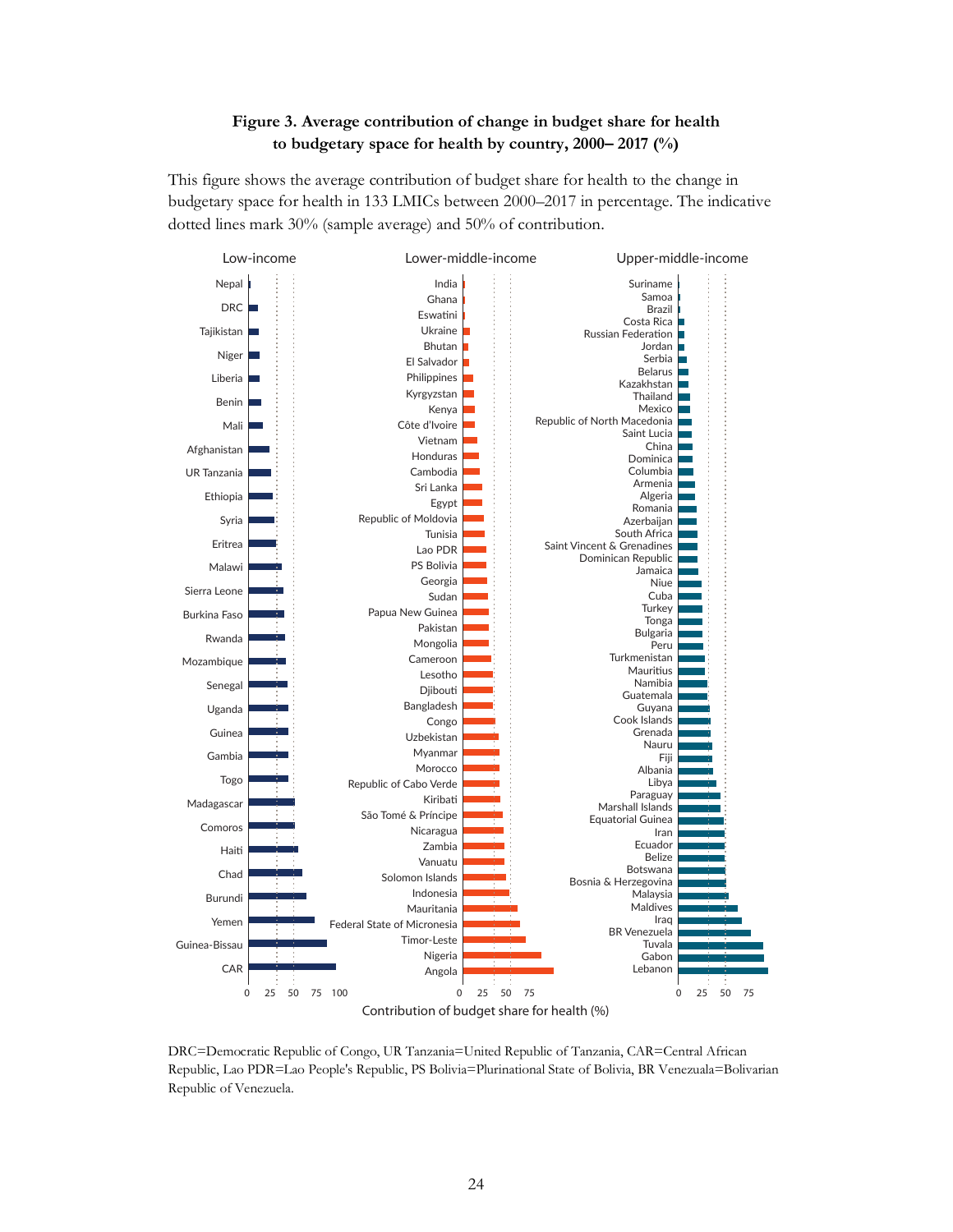**Figure 3. Average contribution of change in budget share for health to budgetary space for health by country, 2000– 2017 (%)**

This figure shows the average contribution of budget share for health to the change in budgetary space for health in 133 LMICs between 2000–2017 in percentage. The indicative dotted lines mark 30% (sample average) and 50% of contribution.

DRC=Democratic Republic of Congo, UR Tanzania=United Republic of Tanzania, CAR=Central African Republic, Lao PDR=Lao People's Republic, PS Bolivia=Plurinational State of Bolivia, BR Venezuela=Bolivarian Republic of Venezuela.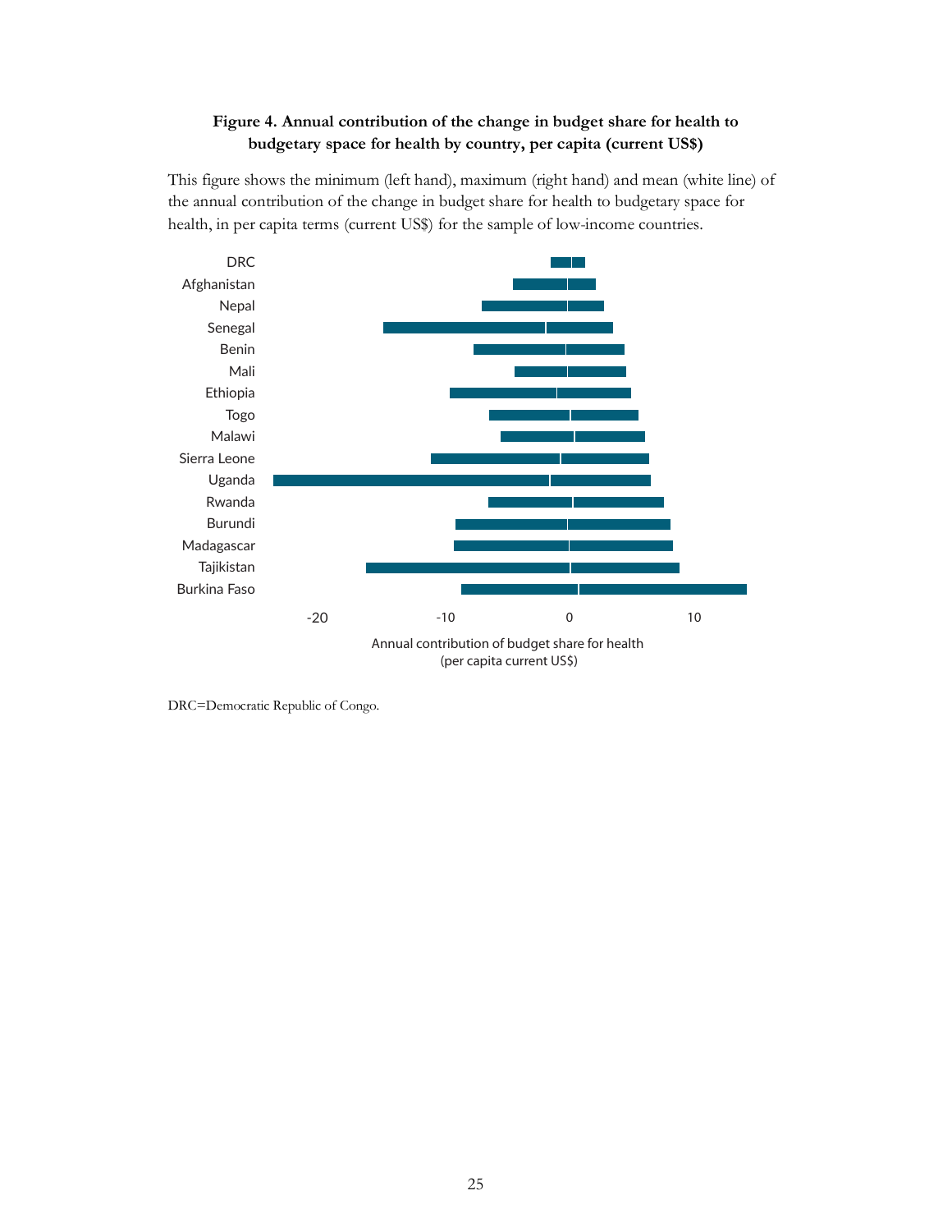**Figure 4. Annual contribution of the change in budget share for health to budgetary space for health by country, per capita (current US$)**

This figure shows the minimum (left hand), maximum (right hand) and mean (white line) of the annual contribution of the change in budget share for health to budgetary space for health, in per capita terms (current US$) for the sample of low-income countries.

DRC=Democratic Republic of Congo.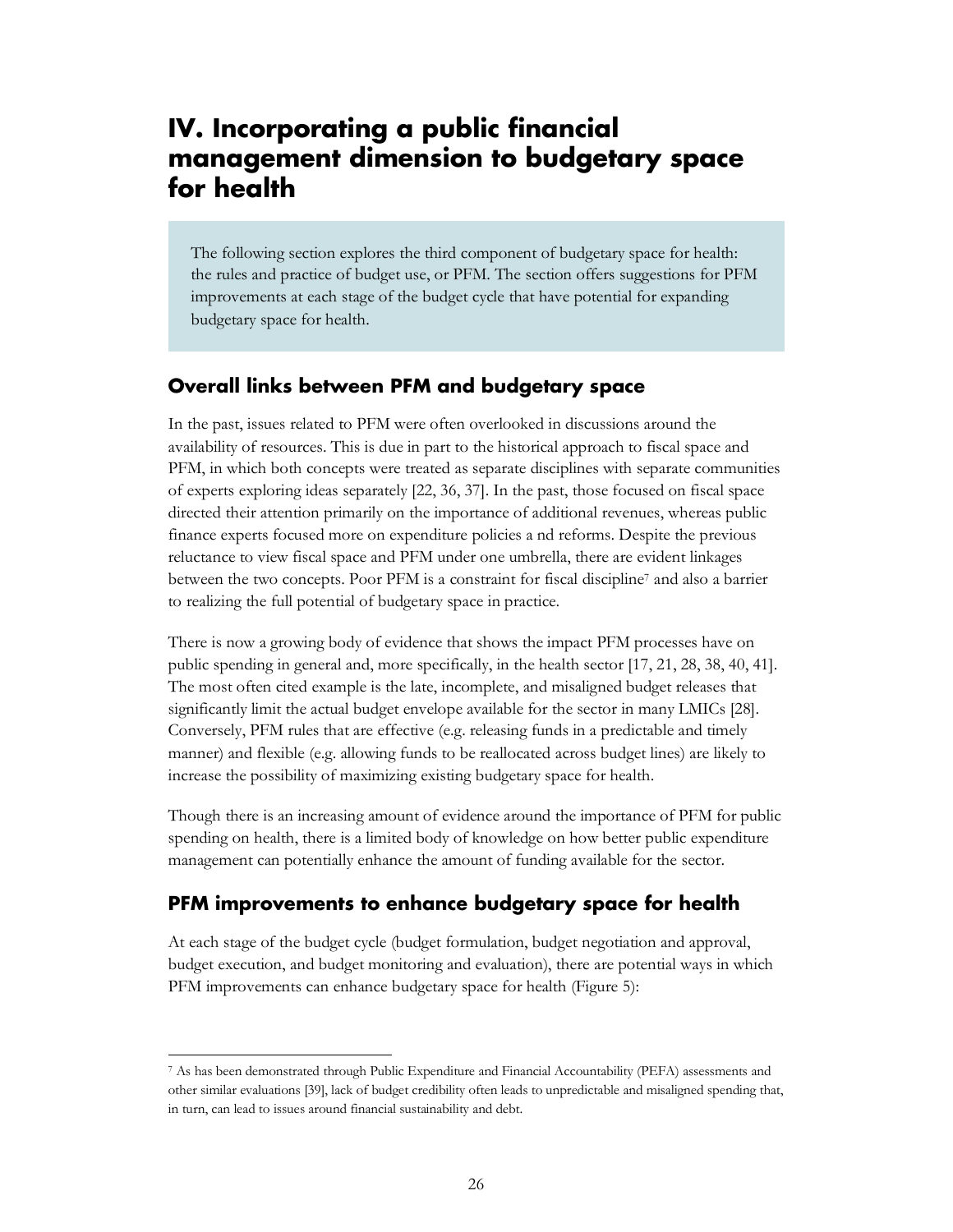# IV. Incorporating a public financial management dimension to budgetary space for health

> The following section explores the third component of budgetary space for health: the rules and practice of budget use, or PFM. The section offers suggestions for PFM improvements at each stage of the budget cycle that have potential for expanding budgetary space for health.

## Overall links between PFM and budgetary space

In the past, issues related to PFM were often overlooked in discussions around the availability of resources. This is due in part to the historical approach to fiscal space and PFM, in which both concepts were treated as separate disciplines with separate communities of experts exploring ideas separately [22, 36, 37]. In the past, those focused on fiscal space directed their attention primarily on the importance of additional revenues, whereas public finance experts focused more on expenditure policies a nd reforms. Despite the previous reluctance to view fiscal space and PFM under one umbrella, there are evident linkages between the two concepts. Poor PFM is a constraint for fiscal discipline[7] and also a barrier to realizing the full potential of budgetary space in practice.

There is now a growing body of evidence that shows the impact PFM processes have on public spending in general and, more specifically, in the health sector [17, 21, 28, 38, 40, 41]. The most often cited example is the late, incomplete, and misaligned budget releases that significantly limit the actual budget envelope available for the sector in many LMICs [28]. Conversely, PFM rules that are effective (e.g. releasing funds in a predictable and timely manner) and flexible (e.g. allowing funds to be reallocated across budget lines) are likely to increase the possibility of maximizing existing budgetary space for health.

Though there is an increasing amount of evidence around the importance of PFM for public spending on health, there is a limited body of knowledge on how better public expenditure management can potentially enhance the amount of funding available for the sector.

## PFM improvements to enhance budgetary space for health

At each stage of the budget cycle (budget formulation, budget negotiation and approval, budget execution, and budget monitoring and evaluation), there are potential ways in which PFM improvements can enhance budgetary space for health (Figure 5):

---

[7] As has been demonstrated through Public Expenditure and Financial Accountability (PEFA) assessments and other similar evaluations [39], lack of budget credibility often leads to unpredictable and misaligned spending that, in turn, can lead to issues around financial sustainability and debt.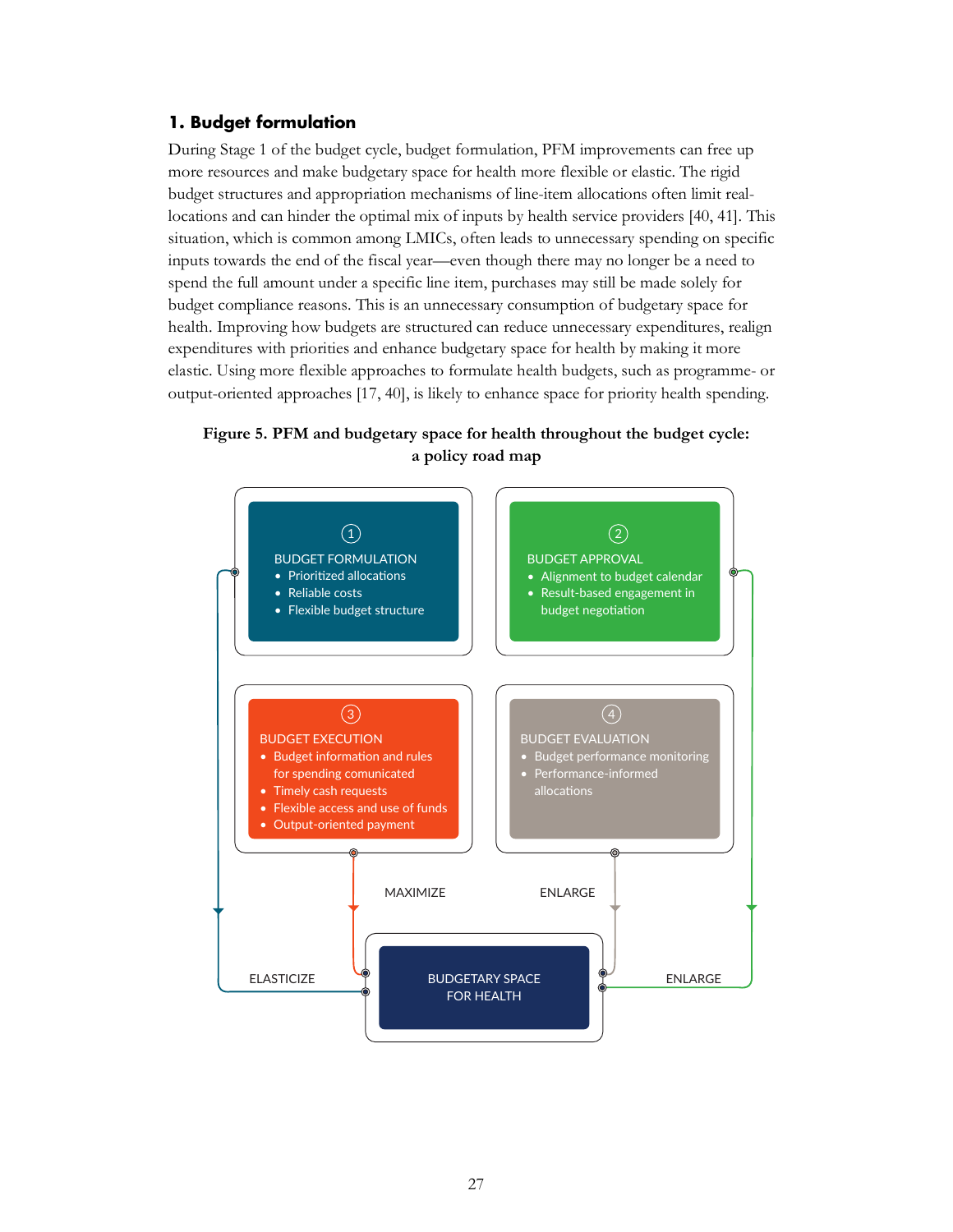## 1. Budget formulation

During Stage 1 of the budget cycle, budget formulation, PFM improvements can free up more resources and make budgetary space for health more flexible or elastic. The rigid budget structures and appropriation mechanisms of line-item allocations often limit reallocations and can hinder the optimal mix of inputs by health service providers [40, 41]. This situation, which is common among LMICs, often leads to unnecessary spending on specific inputs towards the end of the fiscal year—even though there may no longer be a need to spend the full amount under a specific line item, purchases may still be made solely for budget compliance reasons. This is an unnecessary consumption of budgetary space for health. Improving how budgets are structured can reduce unnecessary expenditures, realign expenditures with priorities and enhance budgetary space for health by making it more elastic. Using more flexible approaches to formulate health budgets, such as programme- or output-oriented approaches [17, 40], is likely to enhance space for priority health spending.

**Figure 5. PFM and budgetary space for health throughout the budget cycle: a policy road map**

① BUDGET FORMULATION
- Prioritized allocations
- Reliable costs
- Flexible budget structure

② BUDGET APPROVAL
- Alignment to budget calendar
- Result-based engagement in budget negotiation

③ BUDGET EXECUTION
- Budget information and rules for spending comunicated
- Timely cash requests
- Flexible access and use of funds
- Output-oriented payment

④ BUDGET EVALUATION
- Budget performance monitoring
- Performance-informed allocations

ELASTICIZE → BUDGETARY SPACE FOR HEALTH (from Budget formulation)

MAXIMIZE → BUDGETARY SPACE FOR HEALTH (from Budget execution)

ENLARGE → BUDGETARY SPACE FOR HEALTH (from Budget evaluation)

ENLARGE → BUDGETARY SPACE FOR HEALTH (from Budget approval)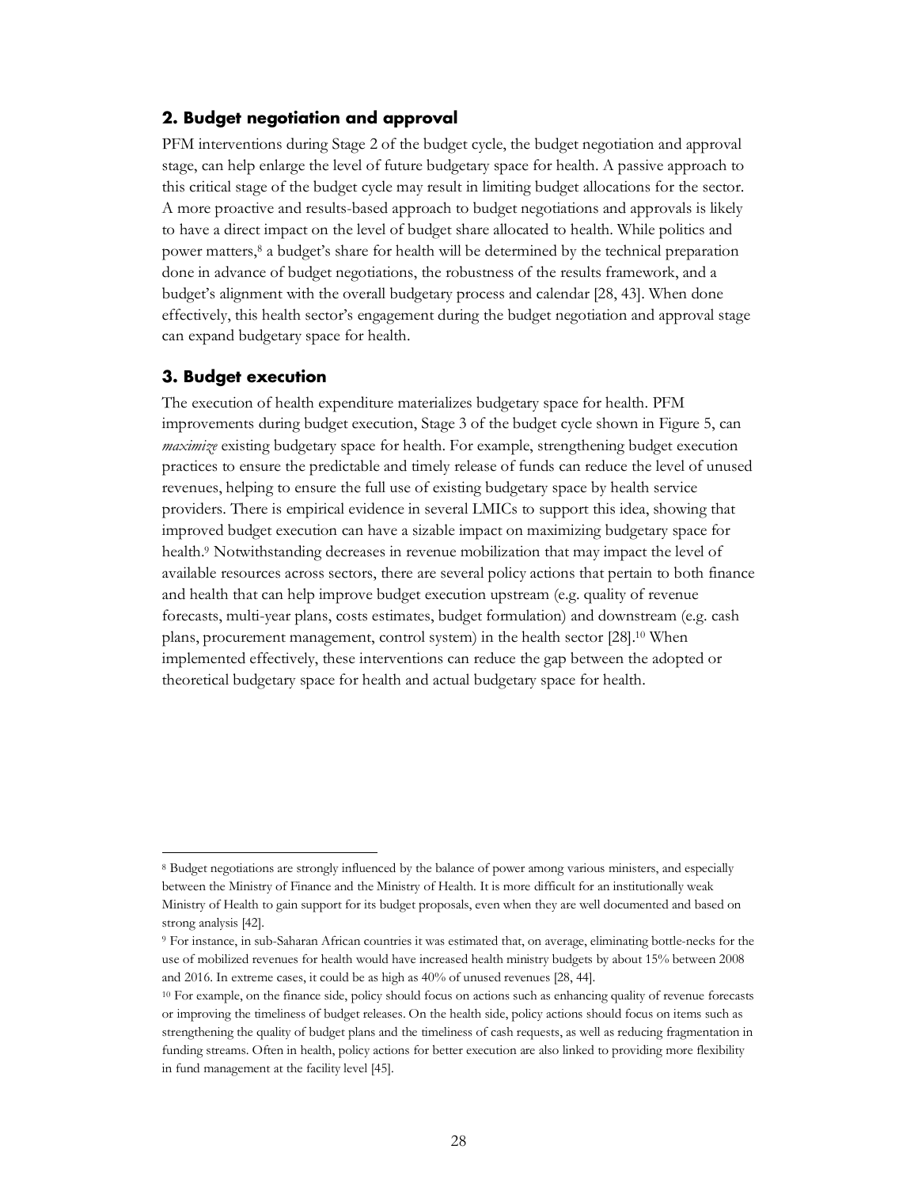### 2. Budget negotiation and approval

PFM interventions during Stage 2 of the budget cycle, the budget negotiation and approval stage, can help enlarge the level of future budgetary space for health. A passive approach to this critical stage of the budget cycle may result in limiting budget allocations for the sector. A more proactive and results-based approach to budget negotiations and approvals is likely to have a direct impact on the level of budget share allocated to health. While politics and power matters,[8] a budget's share for health will be determined by the technical preparation done in advance of budget negotiations, the robustness of the results framework, and a budget's alignment with the overall budgetary process and calendar [28, 43]. When done effectively, this health sector's engagement during the budget negotiation and approval stage can expand budgetary space for health.

### 3. Budget execution

The execution of health expenditure materializes budgetary space for health. PFM improvements during budget execution, Stage 3 of the budget cycle shown in Figure 5, can *maximize* existing budgetary space for health. For example, strengthening budget execution practices to ensure the predictable and timely release of funds can reduce the level of unused revenues, helping to ensure the full use of existing budgetary space by health service providers. There is empirical evidence in several LMICs to support this idea, showing that improved budget execution can have a sizable impact on maximizing budgetary space for health.[9] Notwithstanding decreases in revenue mobilization that may impact the level of available resources across sectors, there are several policy actions that pertain to both finance and health that can help improve budget execution upstream (e.g. quality of revenue forecasts, multi-year plans, costs estimates, budget formulation) and downstream (e.g. cash plans, procurement management, control system) in the health sector [28].[10] When implemented effectively, these interventions can reduce the gap between the adopted or theoretical budgetary space for health and actual budgetary space for health.

---

[8] Budget negotiations are strongly influenced by the balance of power among various ministers, and especially between the Ministry of Finance and the Ministry of Health. It is more difficult for an institutionally weak Ministry of Health to gain support for its budget proposals, even when they are well documented and based on strong analysis [42].

[9] For instance, in sub-Saharan African countries it was estimated that, on average, eliminating bottle-necks for the use of mobilized revenues for health would have increased health ministry budgets by about 15% between 2008 and 2016. In extreme cases, it could be as high as 40% of unused revenues [28, 44].

[10] For example, on the finance side, policy should focus on actions such as enhancing quality of revenue forecasts or improving the timeliness of budget releases. On the health side, policy actions should focus on items such as strengthening the quality of budget plans and the timeliness of cash requests, as well as reducing fragmentation in funding streams. Often in health, policy actions for better execution are also linked to providing more flexibility in fund management at the facility level [45].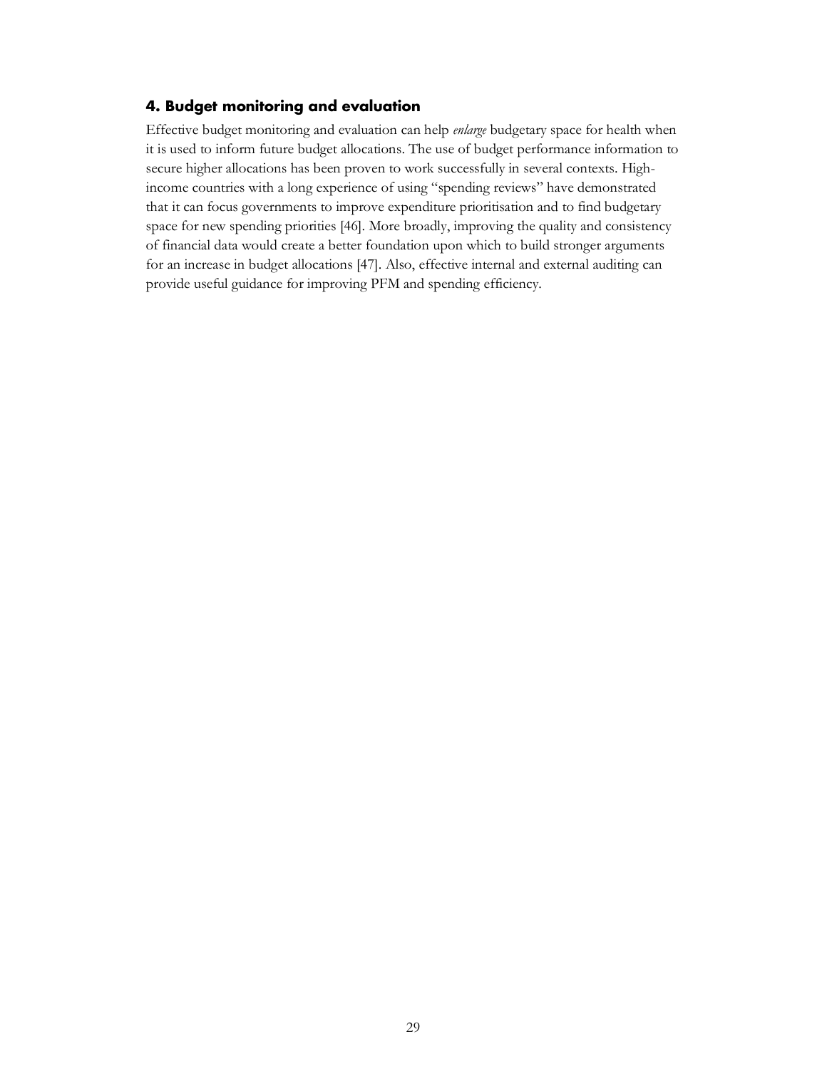## 4. Budget monitoring and evaluation

Effective budget monitoring and evaluation can help *enlarge* budgetary space for health when it is used to inform future budget allocations. The use of budget performance information to secure higher allocations has been proven to work successfully in several contexts. High-income countries with a long experience of using "spending reviews" have demonstrated that it can focus governments to improve expenditure prioritisation and to find budgetary space for new spending priorities [46]. More broadly, improving the quality and consistency of financial data would create a better foundation upon which to build stronger arguments for an increase in budget allocations [47]. Also, effective internal and external auditing can provide useful guidance for improving PFM and spending efficiency.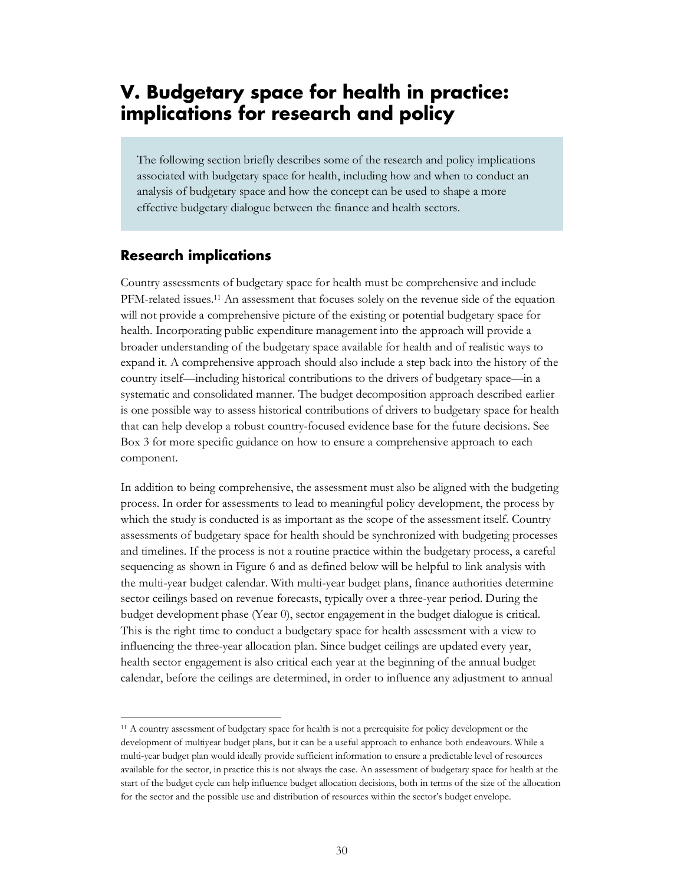# V. Budgetary space for health in practice: implications for research and policy

The following section briefly describes some of the research and policy implications associated with budgetary space for health, including how and when to conduct an analysis of budgetary space and how the concept can be used to shape a more effective budgetary dialogue between the finance and health sectors.

## Research implications

Country assessments of budgetary space for health must be comprehensive and include PFM-related issues.[11] An assessment that focuses solely on the revenue side of the equation will not provide a comprehensive picture of the existing or potential budgetary space for health. Incorporating public expenditure management into the approach will provide a broader understanding of the budgetary space available for health and of realistic ways to expand it. A comprehensive approach should also include a step back into the history of the country itself—including historical contributions to the drivers of budgetary space—in a systematic and consolidated manner. The budget decomposition approach described earlier is one possible way to assess historical contributions of drivers to budgetary space for health that can help develop a robust country-focused evidence base for the future decisions. See Box 3 for more specific guidance on how to ensure a comprehensive approach to each component.

In addition to being comprehensive, the assessment must also be aligned with the budgeting process. In order for assessments to lead to meaningful policy development, the process by which the study is conducted is as important as the scope of the assessment itself. Country assessments of budgetary space for health should be synchronized with budgeting processes and timelines. If the process is not a routine practice within the budgetary process, a careful sequencing as shown in Figure 6 and as defined below will be helpful to link analysis with the multi-year budget calendar. With multi-year budget plans, finance authorities determine sector ceilings based on revenue forecasts, typically over a three-year period. During the budget development phase (Year 0), sector engagement in the budget dialogue is critical. This is the right time to conduct a budgetary space for health assessment with a view to influencing the three-year allocation plan. Since budget ceilings are updated every year, health sector engagement is also critical each year at the beginning of the annual budget calendar, before the ceilings are determined, in order to influence any adjustment to annual

[11] A country assessment of budgetary space for health is not a prerequisite for policy development or the development of multiyear budget plans, but it can be a useful approach to enhance both endeavours. While a multi-year budget plan would ideally provide sufficient information to ensure a predictable level of resources available for the sector, in practice this is not always the case. An assessment of budgetary space for health at the start of the budget cycle can help influence budget allocation decisions, both in terms of the size of the allocation for the sector and the possible use and distribution of resources within the sector's budget envelope.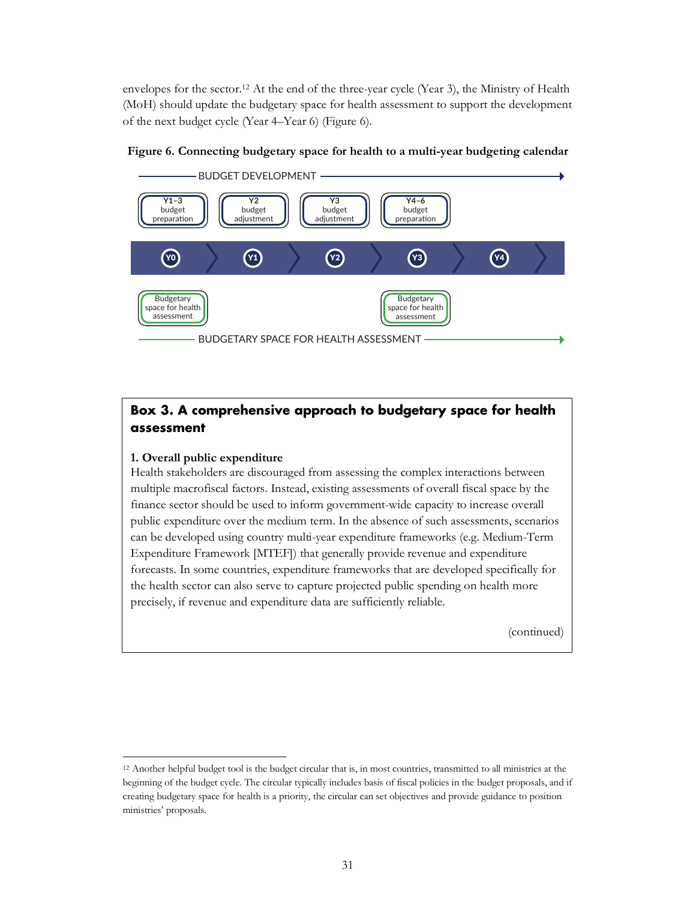envelopes for the sector.[12] At the end of the three-year cycle (Year 3), the Ministry of Health (MoH) should update the budgetary space for health assessment to support the development of the next budget cycle (Year 4–Year 6) (Figure 6).

**Figure 6. Connecting budgetary space for health to a multi-year budgeting calendar**

BUDGET DEVELOPMENT

Y1–3 budget preparation | Y2 budget adjustment | Y3 budget adjustment | Y4–6 budget preparation

Y0 → Y1 → Y2 → Y3 → Y4

Budgetary space for health assessment (Y0) | Budgetary space for health assessment (Y3)

BUDGETARY SPACE FOR HEALTH ASSESSMENT

> **Box 3. A comprehensive approach to budgetary space for health assessment**
>
> **1. Overall public expenditure**
> Health stakeholders are discouraged from assessing the complex interactions between multiple macrofiscal factors. Instead, existing assessments of overall fiscal space by the finance sector should be used to inform government-wide capacity to increase overall public expenditure over the medium term. In the absence of such assessments, scenarios can be developed using country multi-year expenditure frameworks (e.g. Medium-Term Expenditure Framework [MTEF]) that generally provide revenue and expenditure forecasts. In some countries, expenditure frameworks that are developed specifically for the health sector can also serve to capture projected public spending on health more precisely, if revenue and expenditure data are sufficiently reliable.
>
> (continued)

[12] Another helpful budget tool is the budget circular that is, in most countries, transmitted to all ministries at the beginning of the budget cycle. The circular typically includes basis of fiscal policies in the budget proposals, and if creating budgetary space for health is a priority, the circular can set objectives and provide guidance to position ministries' proposals.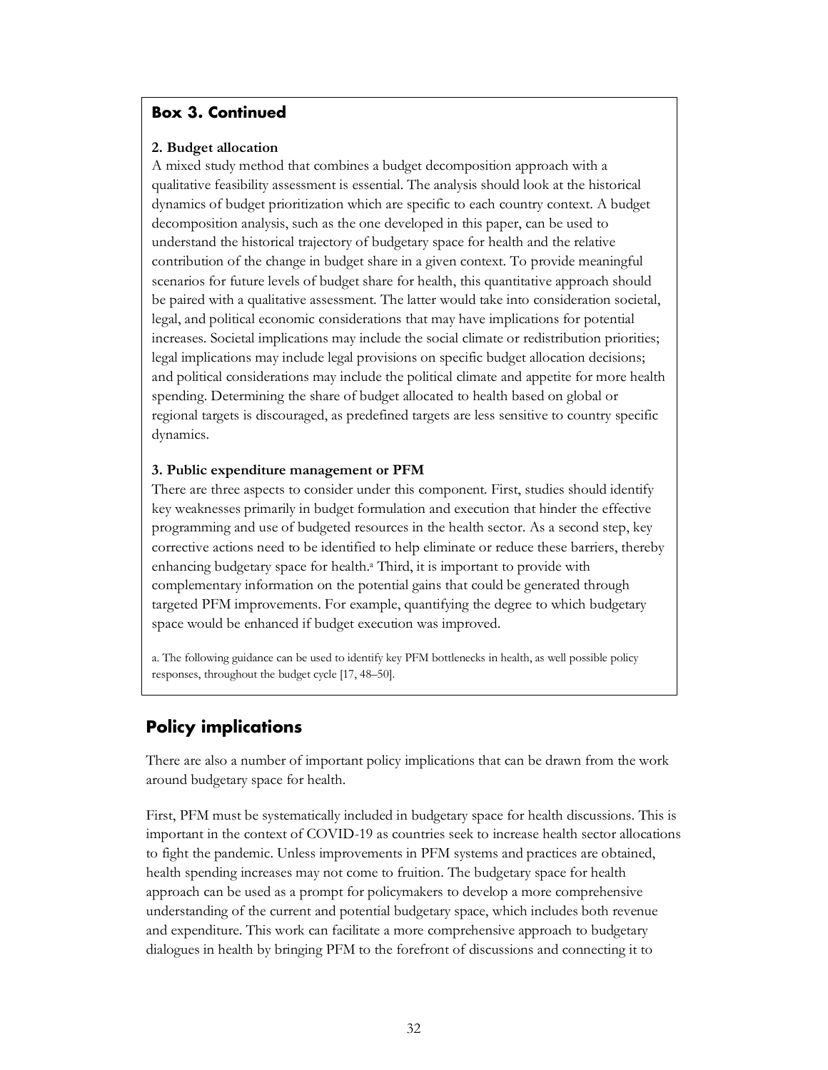### Box 3. Continued

**2. Budget allocation**

A mixed study method that combines a budget decomposition approach with a qualitative feasibility assessment is essential. The analysis should look at the historical dynamics of budget prioritization which are specific to each country context. A budget decomposition analysis, such as the one developed in this paper, can be used to understand the historical trajectory of budgetary space for health and the relative contribution of the change in budget share in a given context. To provide meaningful scenarios for future levels of budget share for health, this quantitative approach should be paired with a qualitative assessment. The latter would take into consideration societal, legal, and political economic considerations that may have implications for potential increases. Societal implications may include the social climate or redistribution priorities; legal implications may include legal provisions on specific budget allocation decisions; and political considerations may include the political climate and appetite for more health spending. Determining the share of budget allocated to health based on global or regional targets is discouraged, as predefined targets are less sensitive to country specific dynamics.

**3. Public expenditure management or PFM**

There are three aspects to consider under this component. First, studies should identify key weaknesses primarily in budget formulation and execution that hinder the effective programming and use of budgeted resources in the health sector. As a second step, key corrective actions need to be identified to help eliminate or reduce these barriers, thereby enhancing budgetary space for health.[a] Third, it is important to provide with complementary information on the potential gains that could be generated through targeted PFM improvements. For example, quantifying the degree to which budgetary space would be enhanced if budget execution was improved.

a. The following guidance can be used to identify key PFM bottlenecks in health, as well possible policy responses, throughout the budget cycle [17, 48–50].

## Policy implications

There are also a number of important policy implications that can be drawn from the work around budgetary space for health.

First, PFM must be systematically included in budgetary space for health discussions. This is important in the context of COVID-19 as countries seek to increase health sector allocations to fight the pandemic. Unless improvements in PFM systems and practices are obtained, health spending increases may not come to fruition. The budgetary space for health approach can be used as a prompt for policymakers to develop a more comprehensive understanding of the current and potential budgetary space, which includes both revenue and expenditure. This work can facilitate a more comprehensive approach to budgetary dialogues in health by bringing PFM to the forefront of discussions and connecting it to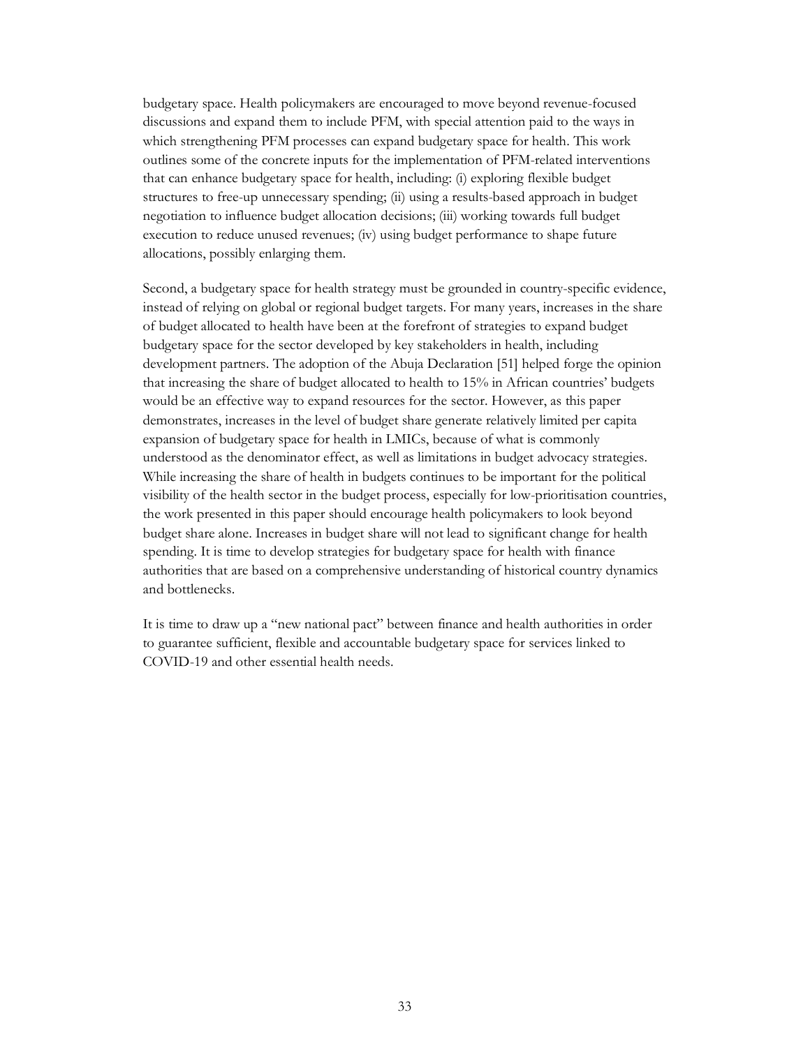budgetary space. Health policymakers are encouraged to move beyond revenue-focused discussions and expand them to include PFM, with special attention paid to the ways in which strengthening PFM processes can expand budgetary space for health. This work outlines some of the concrete inputs for the implementation of PFM-related interventions that can enhance budgetary space for health, including: (i) exploring flexible budget structures to free-up unnecessary spending; (ii) using a results-based approach in budget negotiation to influence budget allocation decisions; (iii) working towards full budget execution to reduce unused revenues; (iv) using budget performance to shape future allocations, possibly enlarging them.

Second, a budgetary space for health strategy must be grounded in country-specific evidence, instead of relying on global or regional budget targets. For many years, increases in the share of budget allocated to health have been at the forefront of strategies to expand budget budgetary space for the sector developed by key stakeholders in health, including development partners. The adoption of the Abuja Declaration [51] helped forge the opinion that increasing the share of budget allocated to health to 15% in African countries' budgets would be an effective way to expand resources for the sector. However, as this paper demonstrates, increases in the level of budget share generate relatively limited per capita expansion of budgetary space for health in LMICs, because of what is commonly understood as the denominator effect, as well as limitations in budget advocacy strategies. While increasing the share of health in budgets continues to be important for the political visibility of the health sector in the budget process, especially for low-prioritisation countries, the work presented in this paper should encourage health policymakers to look beyond budget share alone. Increases in budget share will not lead to significant change for health spending. It is time to develop strategies for budgetary space for health with finance authorities that are based on a comprehensive understanding of historical country dynamics and bottlenecks.

It is time to draw up a "new national pact" between finance and health authorities in order to guarantee sufficient, flexible and accountable budgetary space for services linked to COVID-19 and other essential health needs.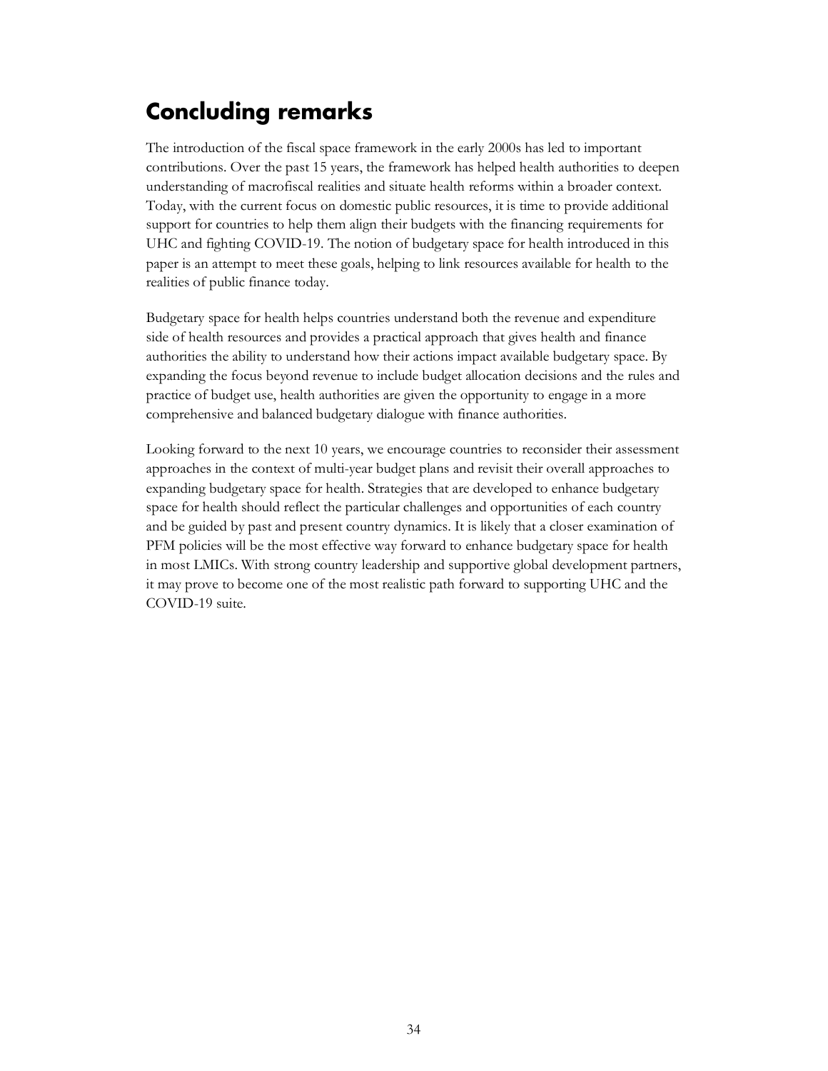# Concluding remarks

The introduction of the fiscal space framework in the early 2000s has led to important contributions. Over the past 15 years, the framework has helped health authorities to deepen understanding of macrofiscal realities and situate health reforms within a broader context. Today, with the current focus on domestic public resources, it is time to provide additional support for countries to help them align their budgets with the financing requirements for UHC and fighting COVID-19. The notion of budgetary space for health introduced in this paper is an attempt to meet these goals, helping to link resources available for health to the realities of public finance today.

Budgetary space for health helps countries understand both the revenue and expenditure side of health resources and provides a practical approach that gives health and finance authorities the ability to understand how their actions impact available budgetary space. By expanding the focus beyond revenue to include budget allocation decisions and the rules and practice of budget use, health authorities are given the opportunity to engage in a more comprehensive and balanced budgetary dialogue with finance authorities.

Looking forward to the next 10 years, we encourage countries to reconsider their assessment approaches in the context of multi-year budget plans and revisit their overall approaches to expanding budgetary space for health. Strategies that are developed to enhance budgetary space for health should reflect the particular challenges and opportunities of each country and be guided by past and present country dynamics. It is likely that a closer examination of PFM policies will be the most effective way forward to enhance budgetary space for health in most LMICs. With strong country leadership and supportive global development partners, it may prove to become one of the most realistic path forward to supporting UHC and the COVID-19 suite.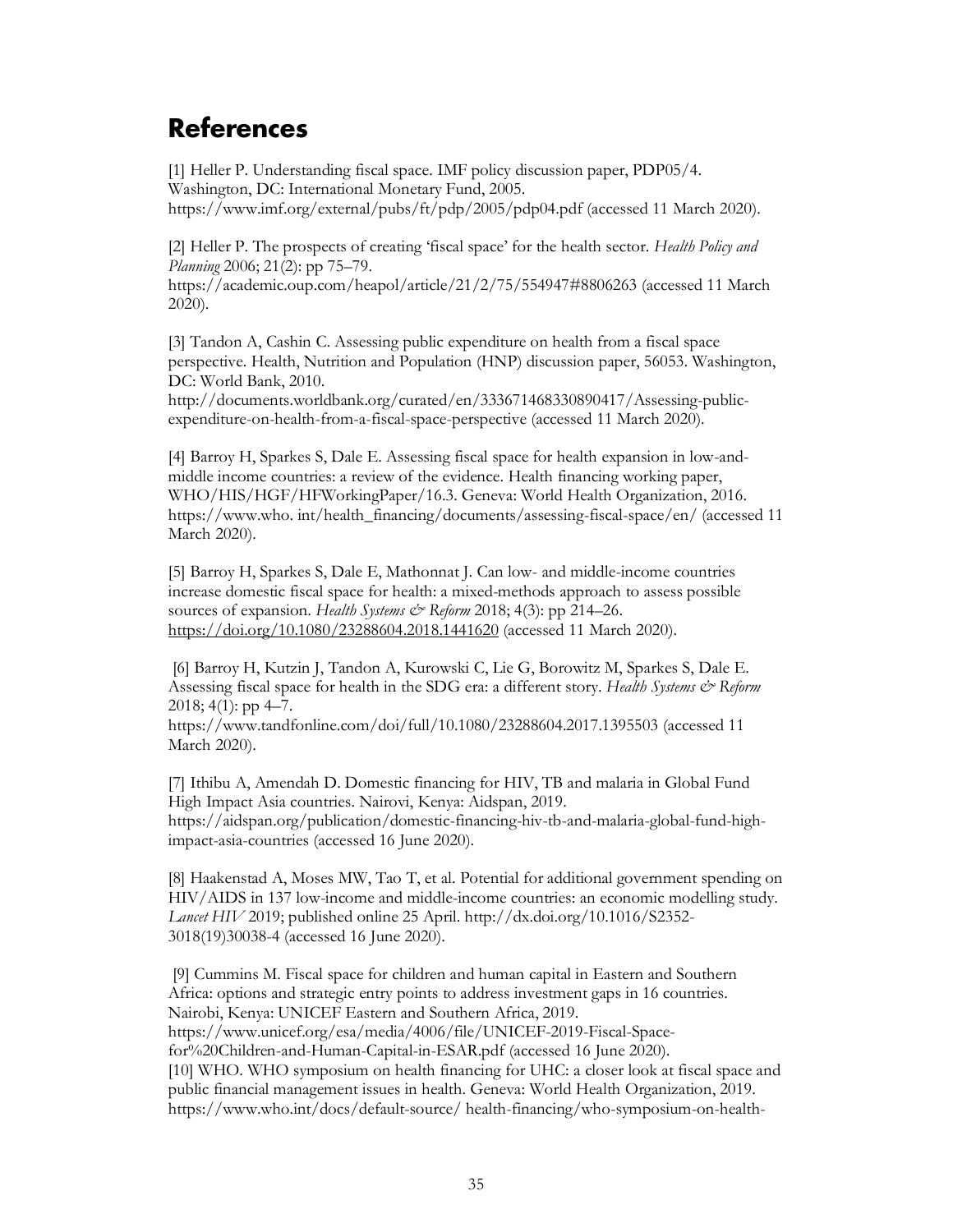# References

[1] Heller P. Understanding fiscal space. IMF policy discussion paper, PDP05/4. Washington, DC: International Monetary Fund, 2005. https://www.imf.org/external/pubs/ft/pdp/2005/pdp04.pdf (accessed 11 March 2020).

[2] Heller P. The prospects of creating 'fiscal space' for the health sector. *Health Policy and Planning* 2006; 21(2): pp 75–79. https://academic.oup.com/heapol/article/21/2/75/554947#8806263 (accessed 11 March 2020).

[3] Tandon A, Cashin C. Assessing public expenditure on health from a fiscal space perspective. Health, Nutrition and Population (HNP) discussion paper, 56053. Washington, DC: World Bank, 2010. http://documents.worldbank.org/curated/en/333671468330890417/Assessing-public-expenditure-on-health-from-a-fiscal-space-perspective (accessed 11 March 2020).

[4] Barroy H, Sparkes S, Dale E. Assessing fiscal space for health expansion in low-and-middle income countries: a review of the evidence. Health financing working paper, WHO/HIS/HGF/HFWorkingPaper/16.3. Geneva: World Health Organization, 2016. https://www.who. int/health_financing/documents/assessing-fiscal-space/en/ (accessed 11 March 2020).

[5] Barroy H, Sparkes S, Dale E, Mathonnat J. Can low- and middle-income countries increase domestic fiscal space for health: a mixed-methods approach to assess possible sources of expansion. *Health Systems & Reform* 2018; 4(3): pp 214–26. https://doi.org/10.1080/23288604.2018.1441620 (accessed 11 March 2020).

[6] Barroy H, Kutzin J, Tandon A, Kurowski C, Lie G, Borowitz M, Sparkes S, Dale E. Assessing fiscal space for health in the SDG era: a different story. *Health Systems & Reform* 2018; 4(1): pp 4–7. https://www.tandfonline.com/doi/full/10.1080/23288604.2017.1395503 (accessed 11 March 2020).

[7] Ithibu A, Amendah D. Domestic financing for HIV, TB and malaria in Global Fund High Impact Asia countries. Nairovi, Kenya: Aidspan, 2019. https://aidspan.org/publication/domestic-financing-hiv-tb-and-malaria-global-fund-high-impact-asia-countries (accessed 16 June 2020).

[8] Haakenstad A, Moses MW, Tao T, et al. Potential for additional government spending on HIV/AIDS in 137 low-income and middle-income countries: an economic modelling study. *Lancet HIV* 2019; published online 25 April. http://dx.doi.org/10.1016/S2352-3018(19)30038-4 (accessed 16 June 2020).

[9] Cummins M. Fiscal space for children and human capital in Eastern and Southern Africa: options and strategic entry points to address investment gaps in 16 countries. Nairobi, Kenya: UNICEF Eastern and Southern Africa, 2019. https://www.unicef.org/esa/media/4006/file/UNICEF-2019-Fiscal-Space-for%20Children-and-Human-Capital-in-ESAR.pdf (accessed 16 June 2020).

[10] WHO. WHO symposium on health financing for UHC: a closer look at fiscal space and public financial management issues in health. Geneva: World Health Organization, 2019. https://www.who.int/docs/default-source/ health-financing/who-symposium-on-health-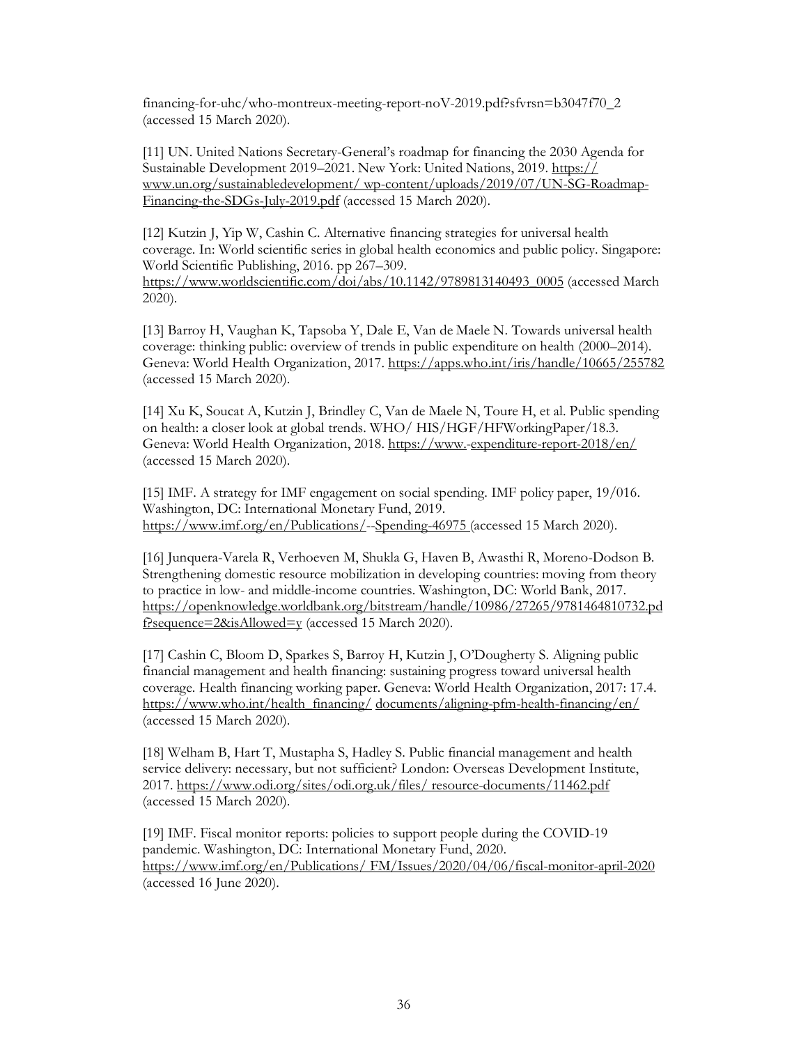financing-for-uhc/who-montreux-meeting-report-noV-2019.pdf?sfvrsn=b3047f70_2 (accessed 15 March 2020).

[11] UN. United Nations Secretary-General's roadmap for financing the 2030 Agenda for Sustainable Development 2019–2021. New York: United Nations, 2019. https:// www.un.org/sustainabledevelopment/ wp-content/uploads/2019/07/UN-SG-Roadmap-Financing-the-SDGs-July-2019.pdf (accessed 15 March 2020).

[12] Kutzin J, Yip W, Cashin C. Alternative financing strategies for universal health coverage. In: World scientific series in global health economics and public policy. Singapore: World Scientific Publishing, 2016. pp 267–309. https://www.worldscientific.com/doi/abs/10.1142/9789813140493_0005 (accessed March 2020).

[13] Barroy H, Vaughan K, Tapsoba Y, Dale E, Van de Maele N. Towards universal health coverage: thinking public: overview of trends in public expenditure on health (2000–2014). Geneva: World Health Organization, 2017. https://apps.who.int/iris/handle/10665/255782 (accessed 15 March 2020).

[14] Xu K, Soucat A, Kutzin J, Brindley C, Van de Maele N, Toure H, et al. Public spending on health: a closer look at global trends. WHO/ HIS/HGF/HFWorkingPaper/18.3. Geneva: World Health Organization, 2018. https://www.-expenditure-report-2018/en/ (accessed 15 March 2020).

[15] IMF. A strategy for IMF engagement on social spending. IMF policy paper, 19/016. Washington, DC: International Monetary Fund, 2019. https://www.imf.org/en/Publications/--Spending-46975 (accessed 15 March 2020).

[16] Junquera-Varela R, Verhoeven M, Shukla G, Haven B, Awasthi R, Moreno-Dodson B. Strengthening domestic resource mobilization in developing countries: moving from theory to practice in low- and middle-income countries. Washington, DC: World Bank, 2017. https://openknowledge.worldbank.org/bitstream/handle/10986/27265/9781464810732.pdf?sequence=2&isAllowed=y (accessed 15 March 2020).

[17] Cashin C, Bloom D, Sparkes S, Barroy H, Kutzin J, O'Dougherty S. Aligning public financial management and health financing: sustaining progress toward universal health coverage. Health financing working paper. Geneva: World Health Organization, 2017: 17.4. https://www.who.int/health_financing/ documents/aligning-pfm-health-financing/en/ (accessed 15 March 2020).

[18] Welham B, Hart T, Mustapha S, Hadley S. Public financial management and health service delivery: necessary, but not sufficient? London: Overseas Development Institute, 2017. https://www.odi.org/sites/odi.org.uk/files/ resource-documents/11462.pdf (accessed 15 March 2020).

[19] IMF. Fiscal monitor reports: policies to support people during the COVID-19 pandemic. Washington, DC: International Monetary Fund, 2020. https://www.imf.org/en/Publications/ FM/Issues/2020/04/06/fiscal-monitor-april-2020 (accessed 16 June 2020).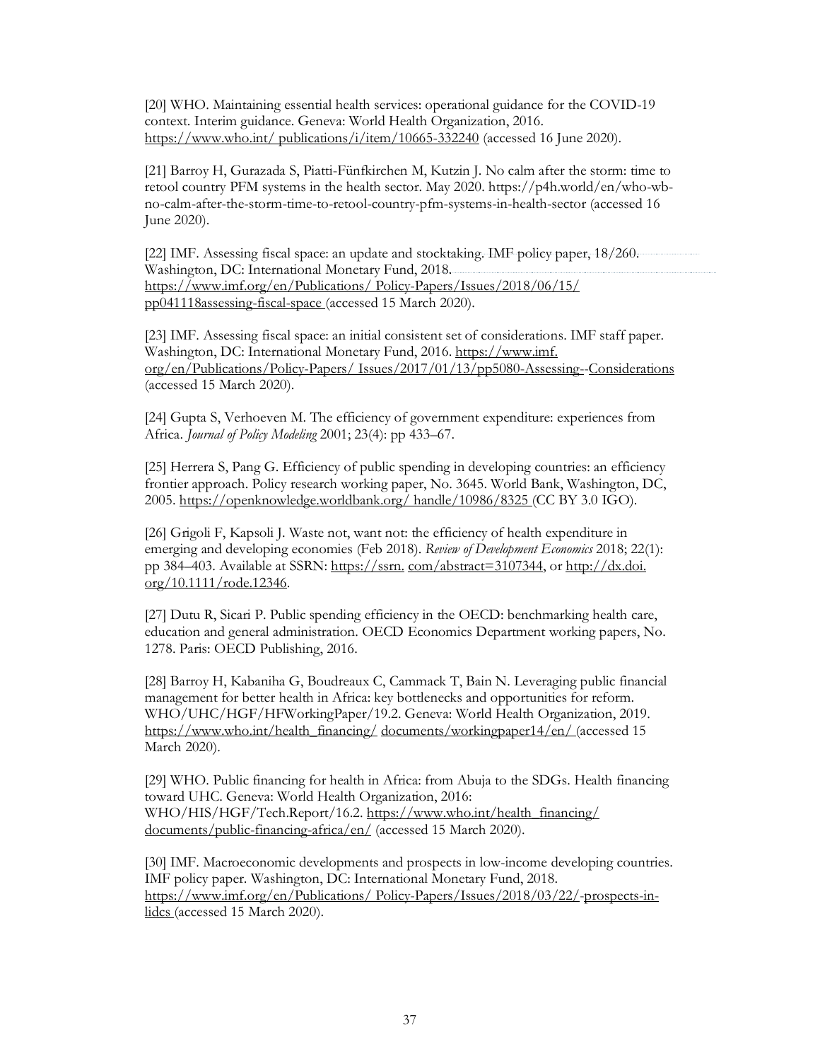[20] WHO. Maintaining essential health services: operational guidance for the COVID-19 context. Interim guidance. Geneva: World Health Organization, 2016. https://www.who.int/ publications/i/item/10665-332240 (accessed 16 June 2020).

[21] Barroy H, Gurazada S, Piatti-Fünfkirchen M, Kutzin J. No calm after the storm: time to retool country PFM systems in the health sector. May 2020. https://p4h.world/en/who-wb-no-calm-after-the-storm-time-to-retool-country-pfm-systems-in-health-sector (accessed 16 June 2020).

[22] IMF. Assessing fiscal space: an update and stocktaking. IMF policy paper, 18/260. Washington, DC: International Monetary Fund, 2018. https://www.imf.org/en/Publications/ Policy-Papers/Issues/2018/06/15/ pp041118assessing-fiscal-space (accessed 15 March 2020).

[23] IMF. Assessing fiscal space: an initial consistent set of considerations. IMF staff paper. Washington, DC: International Monetary Fund, 2016. https://www.imf. org/en/Publications/Policy-Papers/ Issues/2017/01/13/pp5080-Assessing--Considerations (accessed 15 March 2020).

[24] Gupta S, Verhoeven M. The efficiency of government expenditure: experiences from Africa. *Journal of Policy Modeling* 2001; 23(4): pp 433–67.

[25] Herrera S, Pang G. Efficiency of public spending in developing countries: an efficiency frontier approach. Policy research working paper, No. 3645. World Bank, Washington, DC, 2005. https://openknowledge.worldbank.org/ handle/10986/8325 (CC BY 3.0 IGO).

[26] Grigoli F, Kapsoli J. Waste not, want not: the efficiency of health expenditure in emerging and developing economies (Feb 2018). *Review of Development Economics* 2018; 22(1): pp 384–403. Available at SSRN: https://ssrn. com/abstract=3107344, or http://dx.doi. org/10.1111/rode.12346.

[27] Dutu R, Sicari P. Public spending efficiency in the OECD: benchmarking health care, education and general administration. OECD Economics Department working papers, No. 1278. Paris: OECD Publishing, 2016.

[28] Barroy H, Kabaniha G, Boudreaux C, Cammack T, Bain N. Leveraging public financial management for better health in Africa: key bottlenecks and opportunities for reform. WHO/UHC/HGF/HFWorkingPaper/19.2. Geneva: World Health Organization, 2019. https://www.who.int/health_financing/ documents/workingpaper14/en/ (accessed 15 March 2020).

[29] WHO. Public financing for health in Africa: from Abuja to the SDGs. Health financing toward UHC. Geneva: World Health Organization, 2016: WHO/HIS/HGF/Tech.Report/16.2. https://www.who.int/health_financing/ documents/public-financing-africa/en/ (accessed 15 March 2020).

[30] IMF. Macroeconomic developments and prospects in low-income developing countries. IMF policy paper. Washington, DC: International Monetary Fund, 2018. https://www.imf.org/en/Publications/ Policy-Papers/Issues/2018/03/22/-prospects-in-lidcs (accessed 15 March 2020).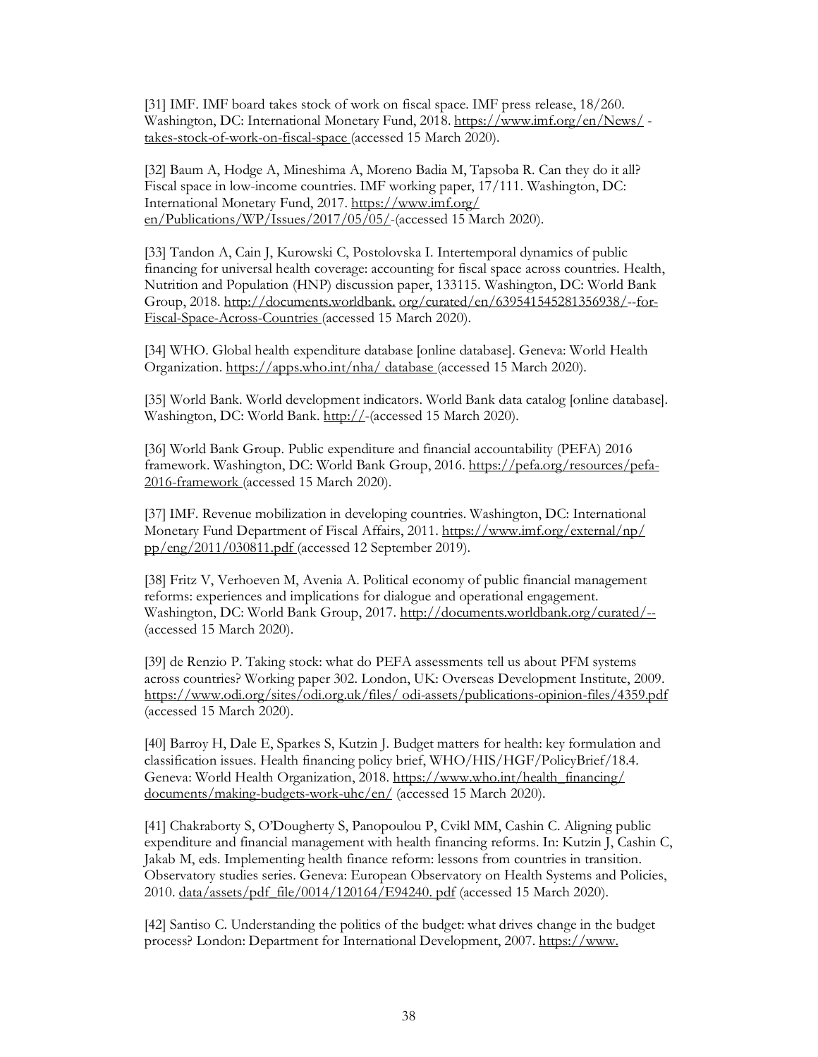[31] IMF. IMF board takes stock of work on fiscal space. IMF press release, 18/260. Washington, DC: International Monetary Fund, 2018. https://www.imf.org/en/News/ - takes-stock-of-work-on-fiscal-space (accessed 15 March 2020).

[32] Baum A, Hodge A, Mineshima A, Moreno Badia M, Tapsoba R. Can they do it all? Fiscal space in low-income countries. IMF working paper, 17/111. Washington, DC: International Monetary Fund, 2017. https://www.imf.org/ en/Publications/WP/Issues/2017/05/05/-(accessed 15 March 2020).

[33] Tandon A, Cain J, Kurowski C, Postolovska I. Intertemporal dynamics of public financing for universal health coverage: accounting for fiscal space across countries. Health, Nutrition and Population (HNP) discussion paper, 133115. Washington, DC: World Bank Group, 2018. http://documents.worldbank. org/curated/en/639541545281356938/--for-Fiscal-Space-Across-Countries (accessed 15 March 2020).

[34] WHO. Global health expenditure database [online database]. Geneva: World Health Organization. https://apps.who.int/nha/ database (accessed 15 March 2020).

[35] World Bank. World development indicators. World Bank data catalog [online database]. Washington, DC: World Bank. http://-(accessed 15 March 2020).

[36] World Bank Group. Public expenditure and financial accountability (PEFA) 2016 framework. Washington, DC: World Bank Group, 2016. https://pefa.org/resources/pefa-2016-framework (accessed 15 March 2020).

[37] IMF. Revenue mobilization in developing countries. Washington, DC: International Monetary Fund Department of Fiscal Affairs, 2011. https://www.imf.org/external/np/ pp/eng/2011/030811.pdf (accessed 12 September 2019).

[38] Fritz V, Verhoeven M, Avenia A. Political economy of public financial management reforms: experiences and implications for dialogue and operational engagement. Washington, DC: World Bank Group, 2017. http://documents.worldbank.org/curated/-- (accessed 15 March 2020).

[39] de Renzio P. Taking stock: what do PEFA assessments tell us about PFM systems across countries? Working paper 302. London, UK: Overseas Development Institute, 2009. https://www.odi.org/sites/odi.org.uk/files/ odi-assets/publications-opinion-files/4359.pdf (accessed 15 March 2020).

[40] Barroy H, Dale E, Sparkes S, Kutzin J. Budget matters for health: key formulation and classification issues. Health financing policy brief, WHO/HIS/HGF/PolicyBrief/18.4. Geneva: World Health Organization, 2018. https://www.who.int/health_financing/ documents/making-budgets-work-uhc/en/ (accessed 15 March 2020).

[41] Chakraborty S, O'Dougherty S, Panopoulou P, Cvikl MM, Cashin C. Aligning public expenditure and financial management with health financing reforms. In: Kutzin J, Cashin C, Jakab M, eds. Implementing health finance reform: lessons from countries in transition. Observatory studies series. Geneva: European Observatory on Health Systems and Policies, 2010. data/assets/pdf_file/0014/120164/E94240. pdf (accessed 15 March 2020).

[42] Santiso C. Understanding the politics of the budget: what drives change in the budget process? London: Department for International Development, 2007. https://www.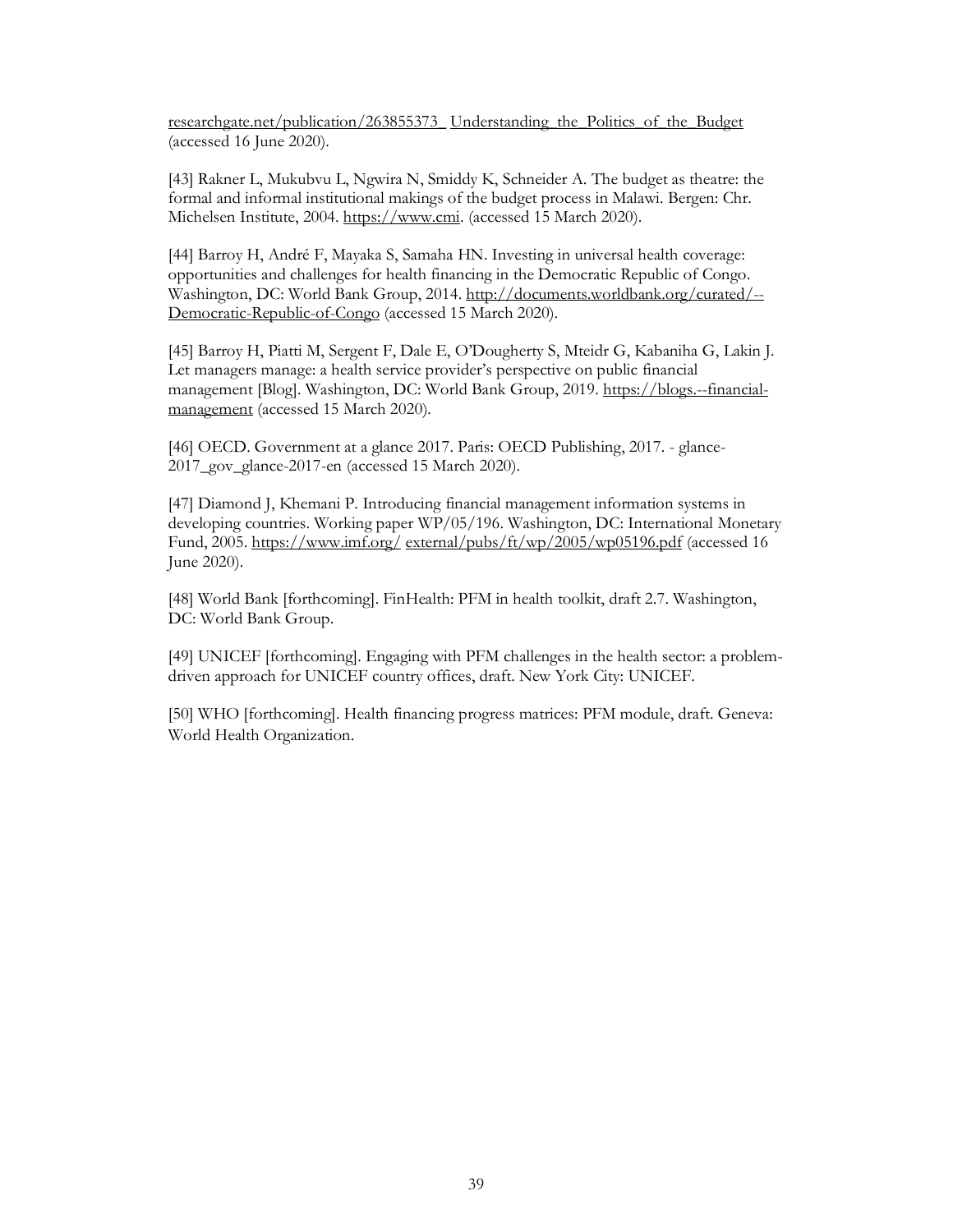researchgate.net/publication/263855373_ Understanding_the_Politics_of_the_Budget (accessed 16 June 2020).

[43] Rakner L, Mukubvu L, Ngwira N, Smiddy K, Schneider A. The budget as theatre: the formal and informal institutional makings of the budget process in Malawi. Bergen: Chr. Michelsen Institute, 2004. https://www.cmi. (accessed 15 March 2020).

[44] Barroy H, André F, Mayaka S, Samaha HN. Investing in universal health coverage: opportunities and challenges for health financing in the Democratic Republic of Congo. Washington, DC: World Bank Group, 2014. http://documents.worldbank.org/curated/--Democratic-Republic-of-Congo (accessed 15 March 2020).

[45] Barroy H, Piatti M, Sergent F, Dale E, O'Dougherty S, Mteidr G, Kabaniha G, Lakin J. Let managers manage: a health service provider's perspective on public financial management [Blog]. Washington, DC: World Bank Group, 2019. https://blogs.--financial-management (accessed 15 March 2020).

[46] OECD. Government at a glance 2017. Paris: OECD Publishing, 2017. - glance-2017_gov_glance-2017-en (accessed 15 March 2020).

[47] Diamond J, Khemani P. Introducing financial management information systems in developing countries. Working paper WP/05/196. Washington, DC: International Monetary Fund, 2005. https://www.imf.org/ external/pubs/ft/wp/2005/wp05196.pdf (accessed 16 June 2020).

[48] World Bank [forthcoming]. FinHealth: PFM in health toolkit, draft 2.7. Washington, DC: World Bank Group.

[49] UNICEF [forthcoming]. Engaging with PFM challenges in the health sector: a problem-driven approach for UNICEF country offices, draft. New York City: UNICEF.

[50] WHO [forthcoming]. Health financing progress matrices: PFM module, draft. Geneva: World Health Organization.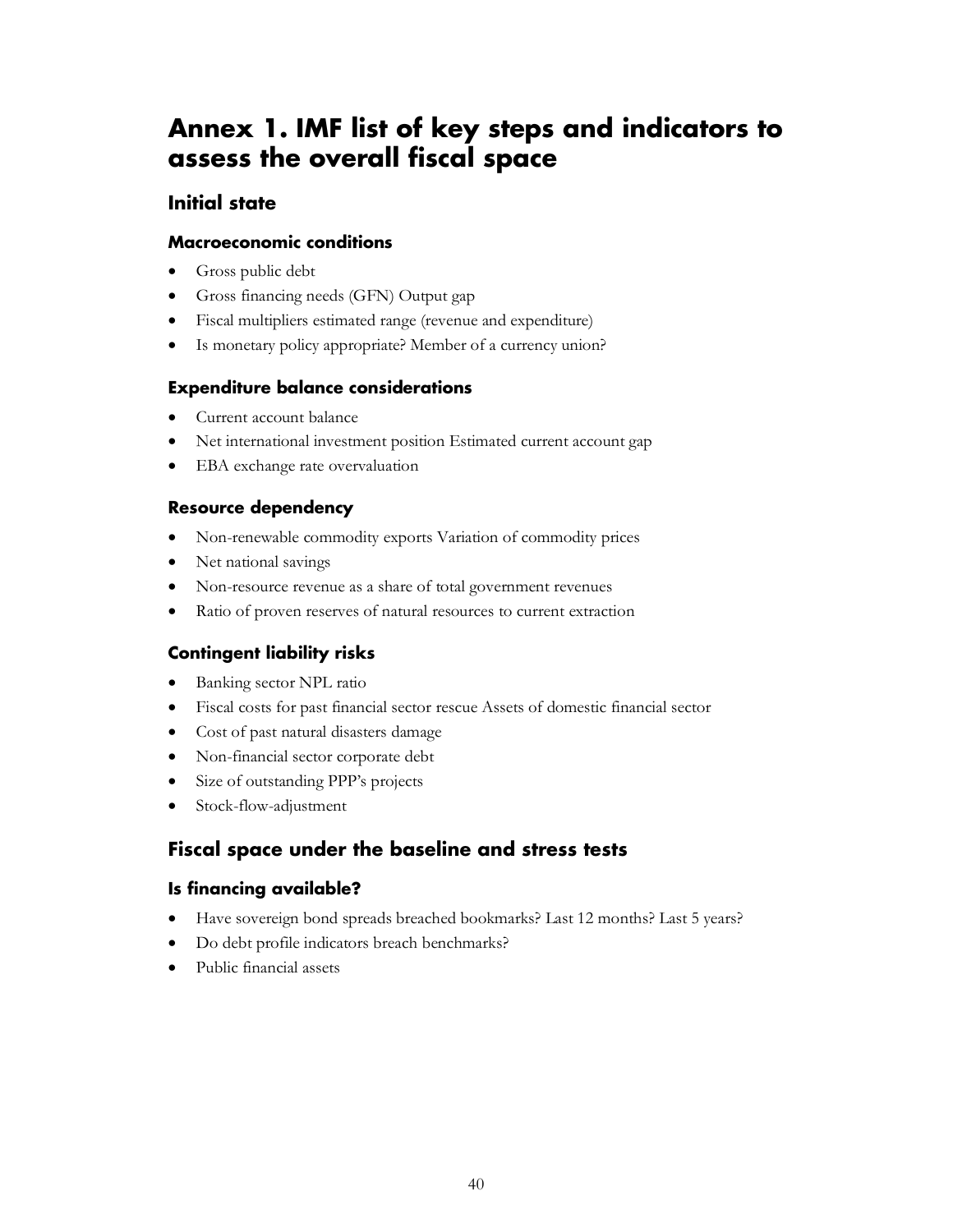# Annex 1. IMF list of key steps and indicators to assess the overall fiscal space

## Initial state

### Macroeconomic conditions

- Gross public debt
- Gross financing needs (GFN) Output gap
- Fiscal multipliers estimated range (revenue and expenditure)
- Is monetary policy appropriate? Member of a currency union?

### Expenditure balance considerations

- Current account balance
- Net international investment position Estimated current account gap
- EBA exchange rate overvaluation

### Resource dependency

- Non-renewable commodity exports Variation of commodity prices
- Net national savings
- Non-resource revenue as a share of total government revenues
- Ratio of proven reserves of natural resources to current extraction

### Contingent liability risks

- Banking sector NPL ratio
- Fiscal costs for past financial sector rescue Assets of domestic financial sector
- Cost of past natural disasters damage
- Non-financial sector corporate debt
- Size of outstanding PPP's projects
- Stock-flow-adjustment

## Fiscal space under the baseline and stress tests

### Is financing available?

- Have sovereign bond spreads breached bookmarks? Last 12 months? Last 5 years?
- Do debt profile indicators breach benchmarks?
- Public financial assets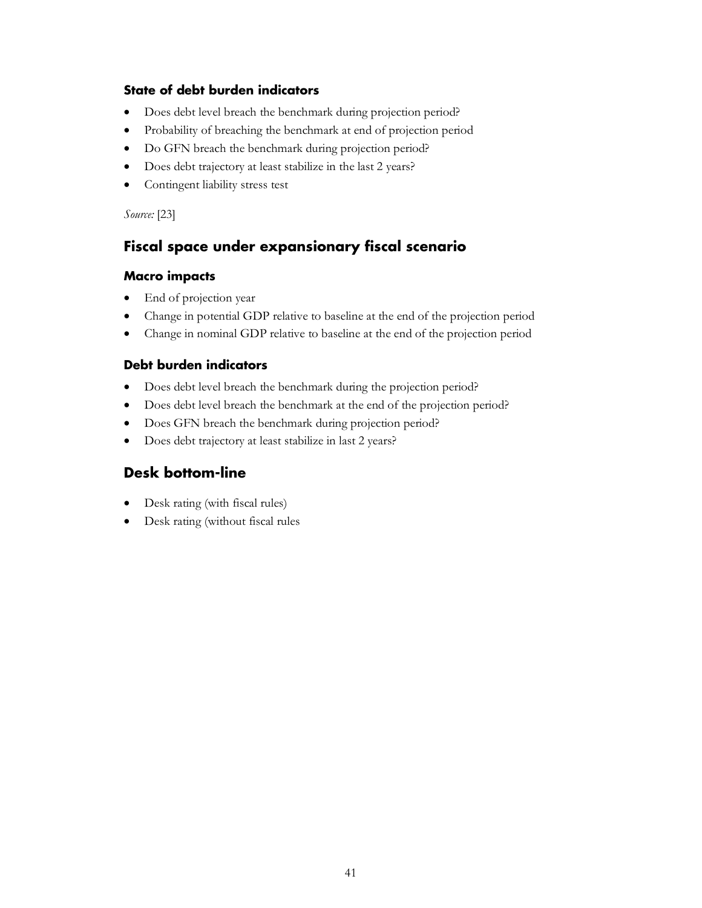### State of debt burden indicators

- Does debt level breach the benchmark during projection period?
- Probability of breaching the benchmark at end of projection period
- Do GFN breach the benchmark during projection period?
- Does debt trajectory at least stabilize in the last 2 years?
- Contingent liability stress test

*Source:* [23]

## Fiscal space under expansionary fiscal scenario

### Macro impacts

- End of projection year
- Change in potential GDP relative to baseline at the end of the projection period
- Change in nominal GDP relative to baseline at the end of the projection period

### Debt burden indicators

- Does debt level breach the benchmark during the projection period?
- Does debt level breach the benchmark at the end of the projection period?
- Does GFN breach the benchmark during projection period?
- Does debt trajectory at least stabilize in last 2 years?

## Desk bottom-line

- Desk rating (with fiscal rules)
- Desk rating (without fiscal rules